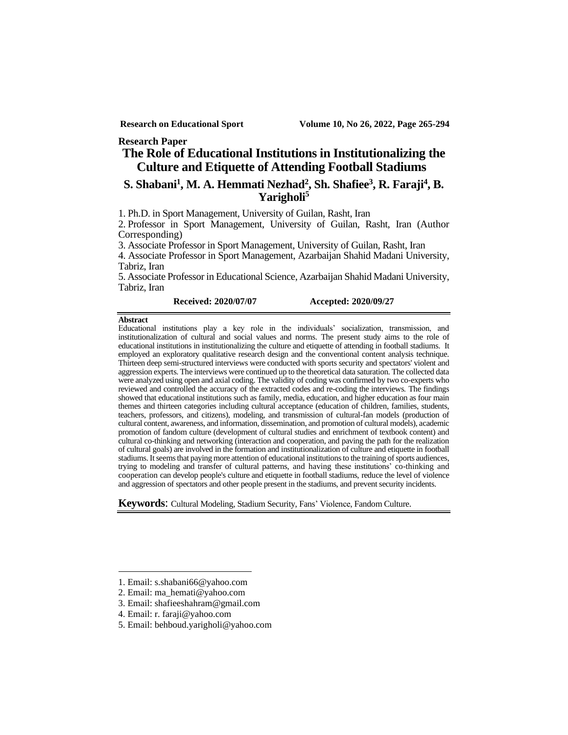**Research Paper**

# The Role of Educational Institutions in Institutionalizing the Culture and Etiquette of Attending Football Stadiums

**S. Shabani[1], M. A. Hemmati Nezhad[2], Sh. Shafiee[3], R. Faraji[4], B. Yarigholi[5]**

1. Ph.D. in Sport Management, University of Guilan, Rasht, Iran
2. Professor in Sport Management, University of Guilan, Rasht, Iran (Author Corresponding)
3. Associate Professor in Sport Management, University of Guilan, Rasht, Iran
4. Associate Professor in Sport Management, Azarbaijan Shahid Madani University, Tabriz, Iran
5. Associate Professor in Educational Science, Azarbaijan Shahid Madani University, Tabriz, Iran

**Received: 2020/07/07** **Accepted: 2020/09/27**

**Abstract**

Educational institutions play a key role in the individuals' socialization, transmission, and institutionalization of cultural and social values and norms. The present study aims to the role of educational institutions in institutionalizing the culture and etiquette of attending in football stadiums. It employed an exploratory qualitative research design and the conventional content analysis technique. Thirteen deep semi-structured interviews were conducted with sports security and spectators' violent and aggression experts. The interviews were continued up to the theoretical data saturation. The collected data were analyzed using open and axial coding. The validity of coding was confirmed by two co-experts who reviewed and controlled the accuracy of the extracted codes and re-coding the interviews. The findings showed that educational institutions such as family, media, education, and higher education as four main themes and thirteen categories including cultural acceptance (education of children, families, students, teachers, professors, and citizens), modeling, and transmission of cultural-fan models (production of cultural content, awareness, and information, dissemination, and promotion of cultural models), academic promotion of fandom culture (development of cultural studies and enrichment of textbook content) and cultural co-thinking and networking (interaction and cooperation, and paving the path for the realization of cultural goals) are involved in the formation and institutionalization of culture and etiquette in football stadiums. It seems that paying more attention of educational institutions to the training of sports audiences, trying to modeling and transfer of cultural patterns, and having these institutions' co-thinking and cooperation can develop people's culture and etiquette in football stadiums, reduce the level of violence and aggression of spectators and other people present in the stadiums, and prevent security incidents.

**Keywords**: Cultural Modeling, Stadium Security, Fans' Violence, Fandom Culture.

---

1. Email: s.shabani66@yahoo.com
2. Email: ma_hemati@yahoo.com
3. Email: shafieeshahram@gmail.com
4. Email: r. faraji@yahoo.com
5. Email: behboud.yarigholi@yahoo.com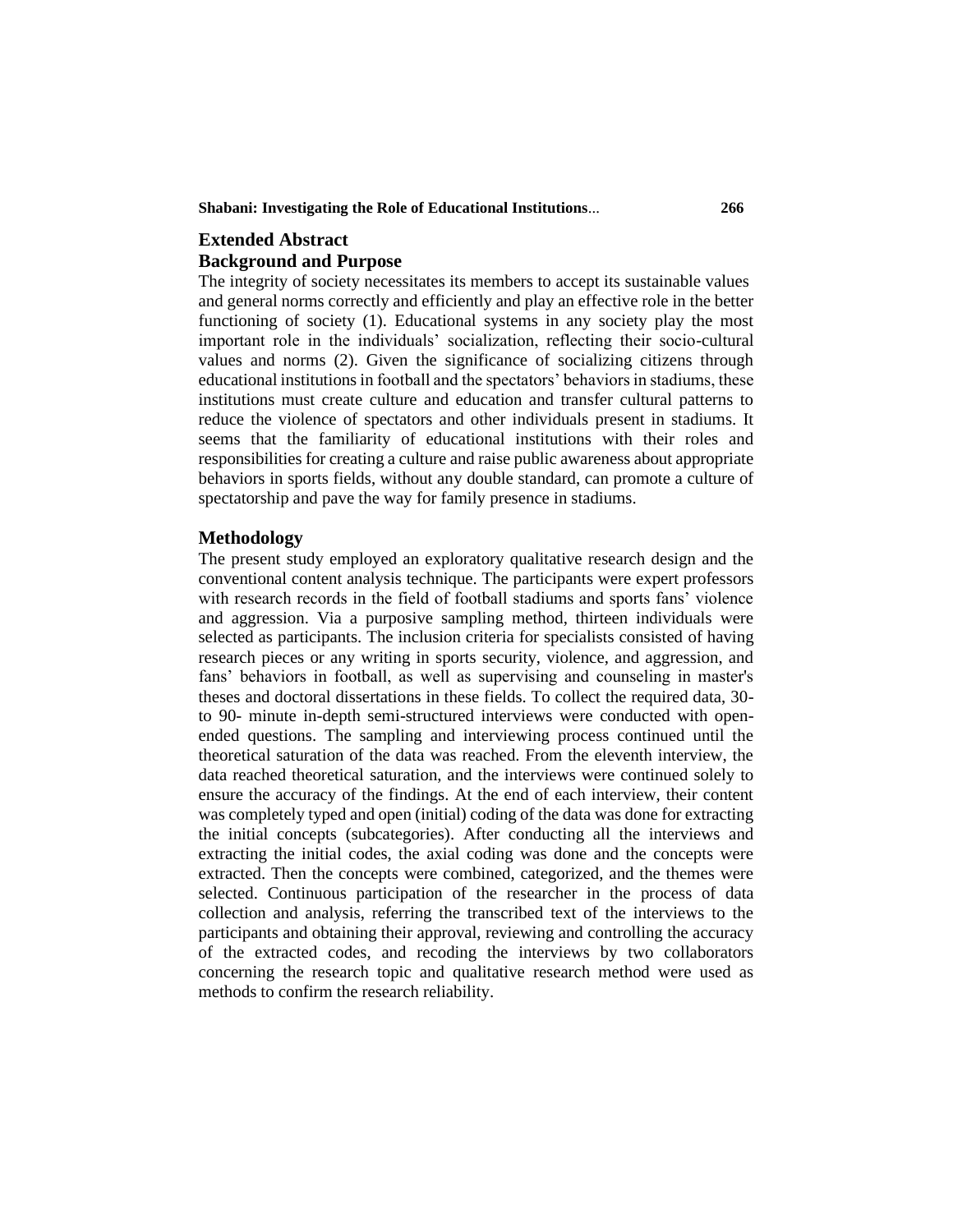## Extended Abstract

### Background and Purpose

The integrity of society necessitates its members to accept its sustainable values and general norms correctly and efficiently and play an effective role in the better functioning of society (1). Educational systems in any society play the most important role in the individuals' socialization, reflecting their socio-cultural values and norms (2). Given the significance of socializing citizens through educational institutions in football and the spectators' behaviors in stadiums, these institutions must create culture and education and transfer cultural patterns to reduce the violence of spectators and other individuals present in stadiums. It seems that the familiarity of educational institutions with their roles and responsibilities for creating a culture and raise public awareness about appropriate behaviors in sports fields, without any double standard, can promote a culture of spectatorship and pave the way for family presence in stadiums.

### Methodology

The present study employed an exploratory qualitative research design and the conventional content analysis technique. The participants were expert professors with research records in the field of football stadiums and sports fans' violence and aggression. Via a purposive sampling method, thirteen individuals were selected as participants. The inclusion criteria for specialists consisted of having research pieces or any writing in sports security, violence, and aggression, and fans' behaviors in football, as well as supervising and counseling in master's theses and doctoral dissertations in these fields. To collect the required data, 30- to 90- minute in-depth semi-structured interviews were conducted with open-ended questions. The sampling and interviewing process continued until the theoretical saturation of the data was reached. From the eleventh interview, the data reached theoretical saturation, and the interviews were continued solely to ensure the accuracy of the findings. At the end of each interview, their content was completely typed and open (initial) coding of the data was done for extracting the initial concepts (subcategories). After conducting all the interviews and extracting the initial codes, the axial coding was done and the concepts were extracted. Then the concepts were combined, categorized, and the themes were selected. Continuous participation of the researcher in the process of data collection and analysis, referring the transcribed text of the interviews to the participants and obtaining their approval, reviewing and controlling the accuracy of the extracted codes, and recoding the interviews by two collaborators concerning the research topic and qualitative research method were used as methods to confirm the research reliability.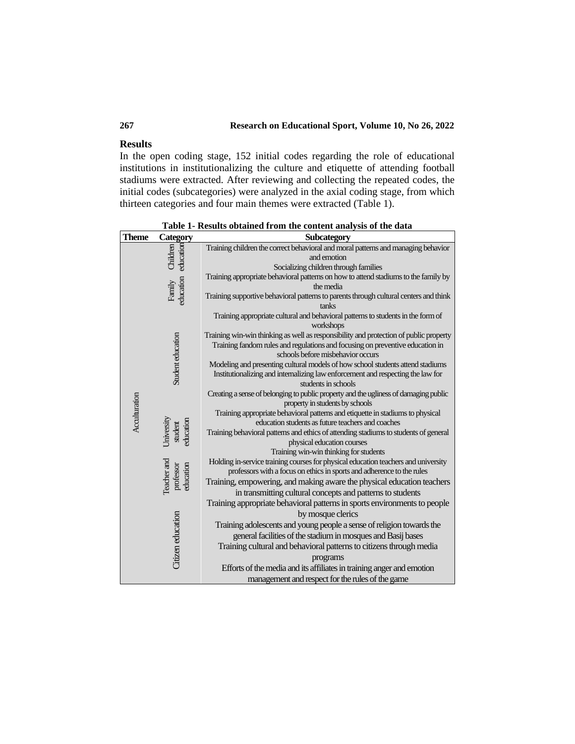## Results

In the open coding stage, 152 initial codes regarding the role of educational institutions in institutionalizing the culture and etiquette of attending football stadiums were extracted. After reviewing and collecting the repeated codes, the initial codes (subcategories) were analyzed in the axial coding stage, from which thirteen categories and four main themes were extracted (Table 1).

**Table 1- Results obtained from the content analysis of the data**

| Theme | Category | Subcategory |
|---|---|---|
| Acculturation | Children education | Training children the correct behavioral and moral patterns and managing behavior and emotion |
| | | Socializing children through families |
| | Family education | Training appropriate behavioral patterns on how to attend stadiums to the family by the media |
| | | Training supportive behavioral patterns to parents through cultural centers and think tanks |
| | Student education | Training appropriate cultural and behavioral patterns to students in the form of workshops |
| | | Training win-win thinking as well as responsibility and protection of public property |
| | | Training fandom rules and regulations and focusing on preventive education in schools before misbehavior occurs |
| | | Modeling and presenting cultural models of how school students attend stadiums |
| | | Institutionalizing and internalizing law enforcement and respecting the law for students in schools |
| | | Creating a sense of belonging to public property and the ugliness of damaging public property in students by schools |
| | University student education | Training appropriate behavioral patterns and etiquette in stadiums to physical education students as future teachers and coaches |
| | | Training behavioral patterns and ethics of attending stadiums to students of general physical education courses |
| | | Training win-win thinking for students |
| | Teacher and professor education | Holding in-service training courses for physical education teachers and university professors with a focus on ethics in sports and adherence to the rules |
| | | Training, empowering, and making aware the physical education teachers in transmitting cultural concepts and patterns to students |
| | Citizen education | Training appropriate behavioral patterns in sports environments to people by mosque clerics |
| | | Training adolescents and young people a sense of religion towards the general facilities of the stadium in mosques and Basij bases |
| | | Training cultural and behavioral patterns to citizens through media programs |
| | | Efforts of the media and its affiliates in training anger and emotion management and respect for the rules of the game |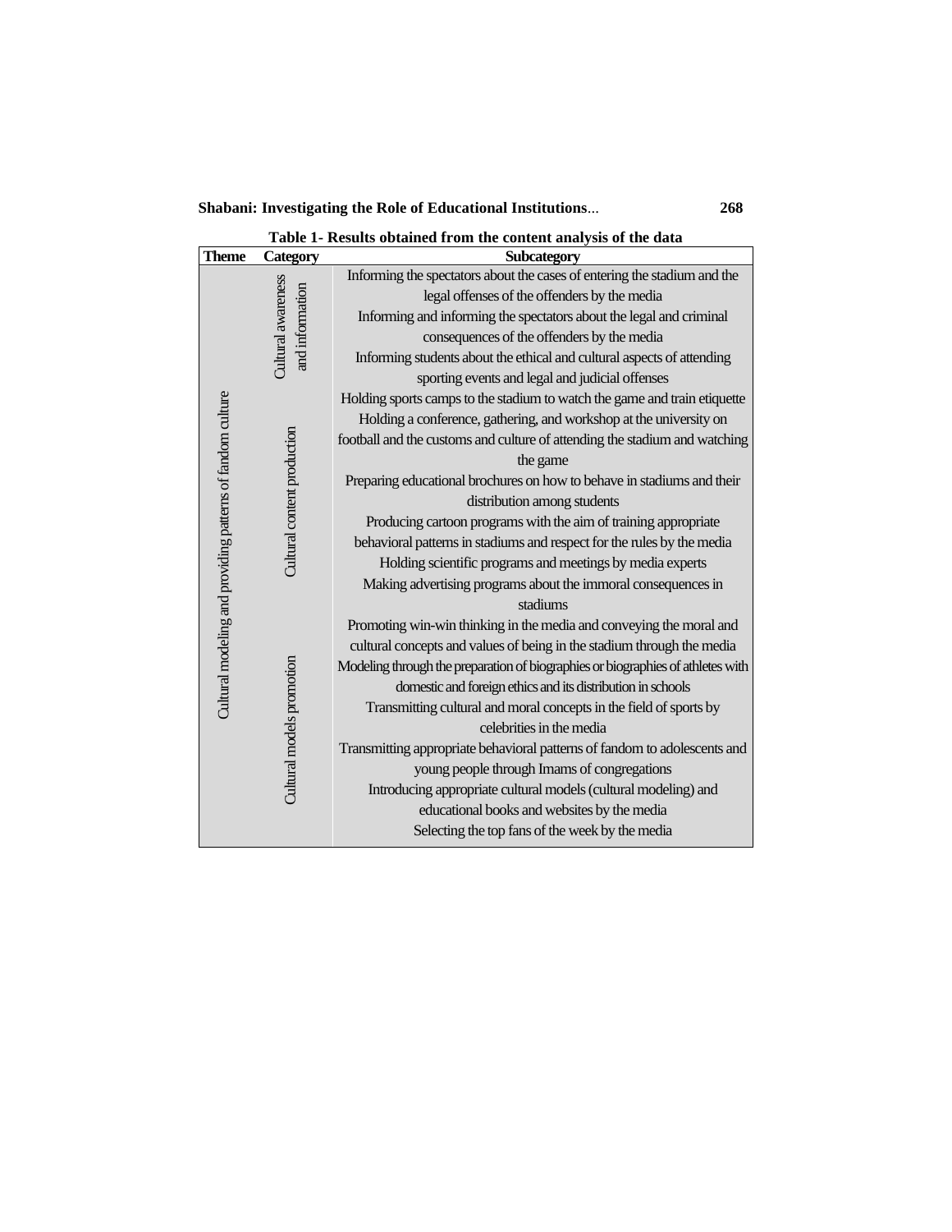**Table 1- Results obtained from the content analysis of the data**

| Theme | Category | Subcategory |
|---|---|---|
| Cultural modeling and providing patterns of fandom culture | Cultural awareness and information | Informing the spectators about the cases of entering the stadium and the legal offenses of the offenders by the media |
| | | Informing and informing the spectators about the legal and criminal consequences of the offenders by the media |
| | | Informing students about the ethical and cultural aspects of attending sporting events and legal and judicial offenses |
| | Cultural content production | Holding sports camps to the stadium to watch the game and train etiquette |
| | | Holding a conference, gathering, and workshop at the university on football and the customs and culture of attending the stadium and watching the game |
| | | Preparing educational brochures on how to behave in stadiums and their distribution among students |
| | | Producing cartoon programs with the aim of training appropriate behavioral patterns in stadiums and respect for the rules by the media |
| | | Holding scientific programs and meetings by media experts |
| | | Making advertising programs about the immoral consequences in stadiums |
| | Cultural models promotion | Promoting win-win thinking in the media and conveying the moral and cultural concepts and values of being in the stadium through the media |
| | | Modeling through the preparation of biographies or biographies of athletes with domestic and foreign ethics and its distribution in schools |
| | | Transmitting cultural and moral concepts in the field of sports by celebrities in the media |
| | | Transmitting appropriate behavioral patterns of fandom to adolescents and young people through Imams of congregations |
| | | Introducing appropriate cultural models (cultural modeling) and educational books and websites by the media |
| | | Selecting the top fans of the week by the media |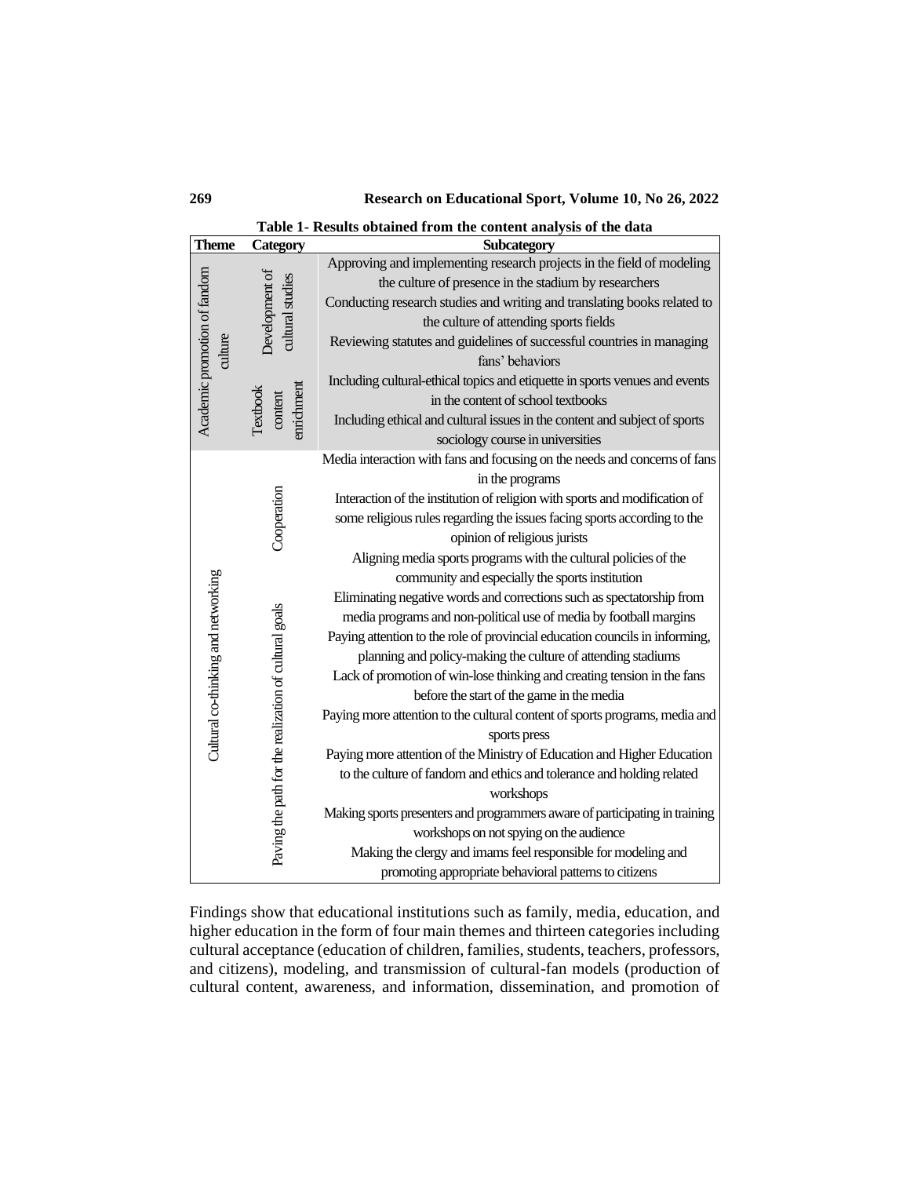**Table 1- Results obtained from the content analysis of the data**

| Theme | Category | Subcategory |
|---|---|---|
| Academic promotion of fandom culture | Development of cultural studies | Approving and implementing research projects in the field of modeling the culture of presence in the stadium by researchers |
| | | Conducting research studies and writing and translating books related to the culture of attending sports fields |
| | | Reviewing statutes and guidelines of successful countries in managing fans' behaviors |
| | Textbook content enrichment | Including cultural-ethical topics and etiquette in sports venues and events in the content of school textbooks |
| | | Including ethical and cultural issues in the content and subject of sports sociology course in universities |
| Cultural co-thinking and networking | Cooperation | Media interaction with fans and focusing on the needs and concerns of fans in the programs |
| | | Interaction of the institution of religion with sports and modification of some religious rules regarding the issues facing sports according to the opinion of religious jurists |
| | | Aligning media sports programs with the cultural policies of the community and especially the sports institution |
| | Paving the path for the realization of cultural goals | Eliminating negative words and corrections such as spectatorship from media programs and non-political use of media by football margins |
| | | Paying attention to the role of provincial education councils in informing, planning and policy-making the culture of attending stadiums |
| | | Lack of promotion of win-lose thinking and creating tension in the fans before the start of the game in the media |
| | | Paying more attention to the cultural content of sports programs, media and sports press |
| | | Paying more attention of the Ministry of Education and Higher Education to the culture of fandom and ethics and tolerance and holding related workshops |
| | | Making sports presenters and programmers aware of participating in training workshops on not spying on the audience |
| | | Making the clergy and imams feel responsible for modeling and promoting appropriate behavioral patterns to citizens |

Findings show that educational institutions such as family, media, education, and higher education in the form of four main themes and thirteen categories including cultural acceptance (education of children, families, students, teachers, professors, and citizens), modeling, and transmission of cultural-fan models (production of cultural content, awareness, and information, dissemination, and promotion of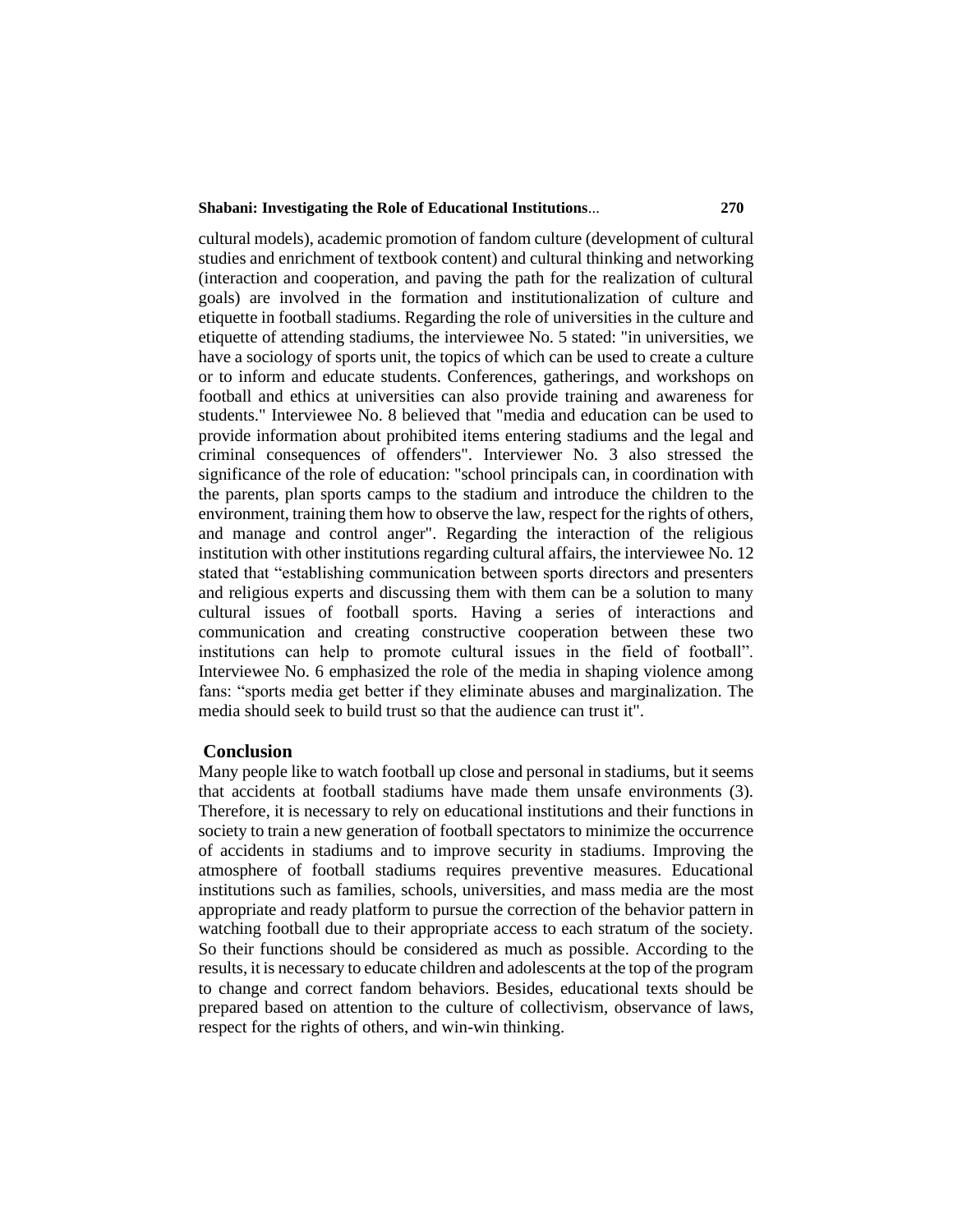cultural models), academic promotion of fandom culture (development of cultural studies and enrichment of textbook content) and cultural thinking and networking (interaction and cooperation, and paving the path for the realization of cultural goals) are involved in the formation and institutionalization of culture and etiquette in football stadiums. Regarding the role of universities in the culture and etiquette of attending stadiums, the interviewee No. 5 stated: "in universities, we have a sociology of sports unit, the topics of which can be used to create a culture or to inform and educate students. Conferences, gatherings, and workshops on football and ethics at universities can also provide training and awareness for students." Interviewee No. 8 believed that "media and education can be used to provide information about prohibited items entering stadiums and the legal and criminal consequences of offenders". Interviewer No. 3 also stressed the significance of the role of education: "school principals can, in coordination with the parents, plan sports camps to the stadium and introduce the children to the environment, training them how to observe the law, respect for the rights of others, and manage and control anger". Regarding the interaction of the religious institution with other institutions regarding cultural affairs, the interviewee No. 12 stated that "establishing communication between sports directors and presenters and religious experts and discussing them with them can be a solution to many cultural issues of football sports. Having a series of interactions and communication and creating constructive cooperation between these two institutions can help to promote cultural issues in the field of football". Interviewee No. 6 emphasized the role of the media in shaping violence among fans: "sports media get better if they eliminate abuses and marginalization. The media should seek to build trust so that the audience can trust it".

## Conclusion

Many people like to watch football up close and personal in stadiums, but it seems that accidents at football stadiums have made them unsafe environments (3). Therefore, it is necessary to rely on educational institutions and their functions in society to train a new generation of football spectators to minimize the occurrence of accidents in stadiums and to improve security in stadiums. Improving the atmosphere of football stadiums requires preventive measures. Educational institutions such as families, schools, universities, and mass media are the most appropriate and ready platform to pursue the correction of the behavior pattern in watching football due to their appropriate access to each stratum of the society. So their functions should be considered as much as possible. According to the results, it is necessary to educate children and adolescents at the top of the program to change and correct fandom behaviors. Besides, educational texts should be prepared based on attention to the culture of collectivism, observance of laws, respect for the rights of others, and win-win thinking.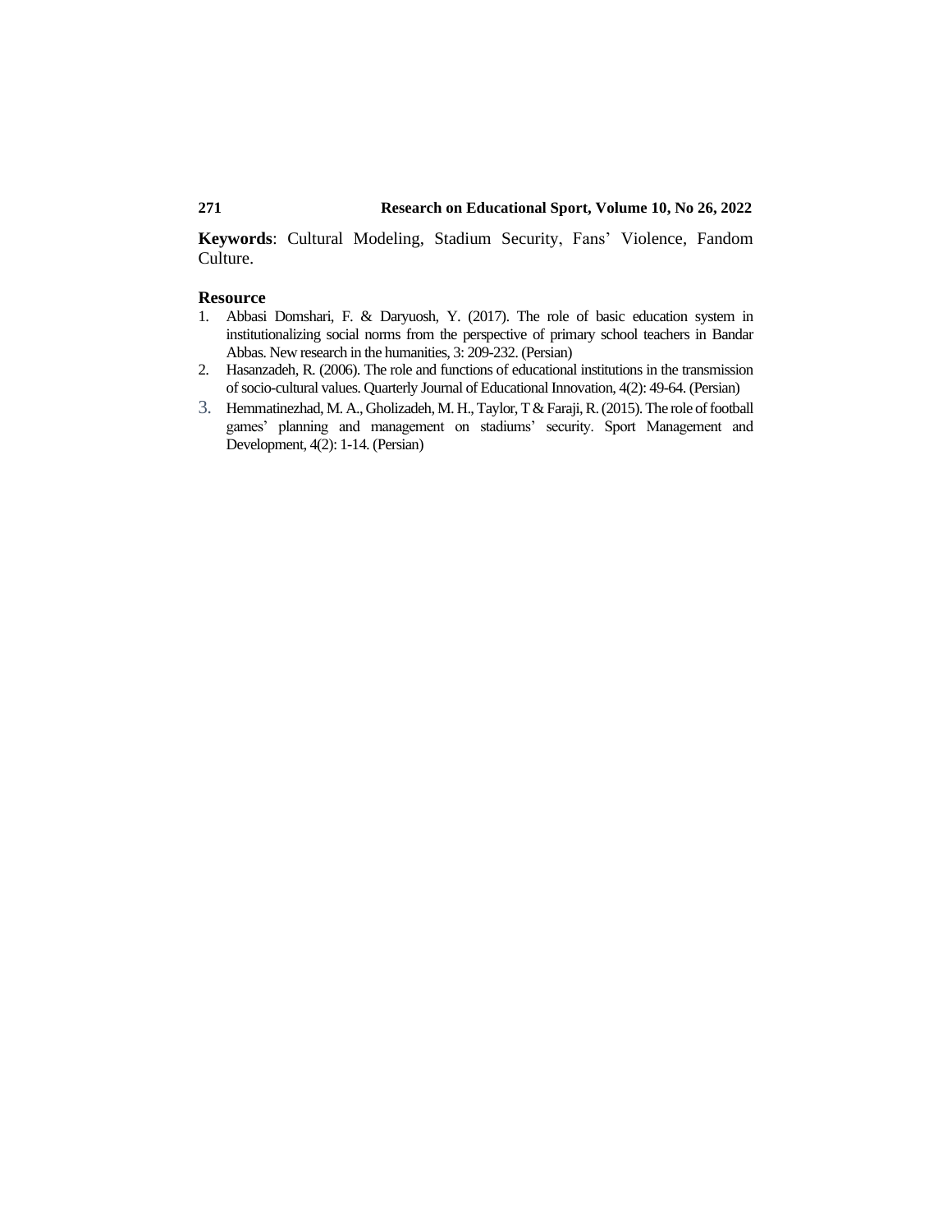**Keywords**: Cultural Modeling, Stadium Security, Fans' Violence, Fandom Culture.

## Resource

1. Abbasi Domshari, F. & Daryuosh, Y. (2017). The role of basic education system in institutionalizing social norms from the perspective of primary school teachers in Bandar Abbas. New research in the humanities, 3: 209-232. (Persian)
2. Hasanzadeh, R. (2006). The role and functions of educational institutions in the transmission of socio-cultural values. Quarterly Journal of Educational Innovation, 4(2): 49-64. (Persian)
3. Hemmatinezhad, M. A., Gholizadeh, M. H., Taylor, T & Faraji, R. (2015). The role of football games' planning and management on stadiums' security. Sport Management and Development, 4(2): 1-14. (Persian)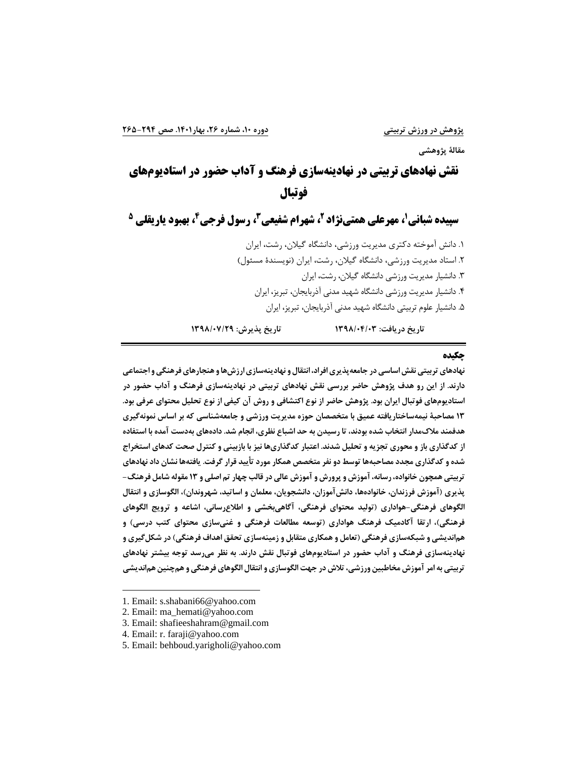مقالهٔ پژوهشی

# نقش نهادهای تربیتی در نهادینه‌سازی فرهنگ و آداب حضور در استادیوم‌های فوتبال

## سپیده شبانی[1]، مهرعلی همتی‌نژاد [2]، شهرام شفیعی[3]، رسول فرجی[4]، بهبود یاریقلی [5]

۱. دانش آموخته دکتری مدیریت ورزشی، دانشگاه گیلان، رشت، ایران
۲. استاد مدیریت ورزشی، دانشگاه گیلان، رشت، ایران (نویسندهٔ مسئول)
۳. دانشیار مدیریت ورزشی دانشگاه گیلان، رشت، ایران
۴. دانشیار مدیریت ورزشی دانشگاه شهید مدنی آذربایجان، تبریز، ایران
۵. دانشیار علوم تربیتی دانشگاه شهید مدنی آذربایجان، تبریز، ایران

**تاریخ دریافت: ۱۳۹۸/۰۴/۰۳** **تاریخ پذیرش: ۱۳۹۸/۰۷/۲۹**

### چکیده

**نهادهای تربیتی نقش اساسی در جامعه‌پذیری افراد، انتقال و نهادینه‌سازی ارزش‌ها و هنجارهای فرهنگی و اجتماعی دارند. از این رو هدف پژوهش حاضر بررسی نقش نهادهای تربیتی در نهادینه‌سازی فرهنگ و آداب حضور در استادیوم‌های فوتبال ایران بود. پژوهش حاضر از نوع اکتشافی و روش آن کیفی از نوع تحلیل محتوای عرفی بود. ۱۳ مصاحبهٔ نیمه‌ساختاریافته عمیق با متخصصان حوزه مدیریت ورزشی و جامعه‌شناسی که بر اساس نمونه‌گیری هدفمند ملاک‌مدار انتخاب شده بودند، تا رسیدن به حد اشباع نظری، انجام شد. داده‌های به‌دست آمده با استفاده از کدگذاری باز و محوری تجزیه و تحلیل شدند. اعتبار کدگذاری‌ها نیز با بازبینی و کنترل صحت کدهای استخراج شده و کدگذاری مجدد مصاحبه‌ها توسط دو نفر متخصص همکار مورد تأیید قرار گرفت. یافته‌ها نشان داد نهادهای تربیتی همچون خانواده، رسانه، آموزش و پرورش و آموزش عالی در قالب چهار تم اصلی و ۱۳ مقوله شامل فرهنگ-پذیری (آموزش فرزندان، خانواده‌ها، دانش‌آموزان، دانشجویان، معلمان و اساتید، شهروندان)، الگوسازی و انتقال الگوهای فرهنگی-هواداری (تولید محتوای فرهنگی، آگاهی‌بخشی و اطلاع‌رسانی، اشاعه و ترویج الگوهای فرهنگی)، ارتقا آکادمیک فرهنگ هواداری (توسعه مطالعات فرهنگی و غنی‌سازی محتوای کتب درسی) و هم‌اندیشی و شبکه‌سازی فرهنگی (تعامل و همکاری متقابل و زمینه‌سازی تحقق اهداف فرهنگی) در شکل‌گیری و نهادینه‌سازی فرهنگ و آداب حضور در استادیوم‌های فوتبال نقش دارند. به نظر می‌رسد توجه بیشتر نهادهای تربیتی به امر آموزش مخاطبین ورزشی، تلاش در جهت الگوسازی و انتقال الگوهای فرهنگی و هم‌چنین هم‌اندیشی**

---

1. Email: s.shabani66@yahoo.com
2. Email: ma_hemati@yahoo.com
3. Email: shafieeshahram@gmail.com
4. Email: r. faraji@yahoo.com
5. Email: behboud.yarigholi@yahoo.com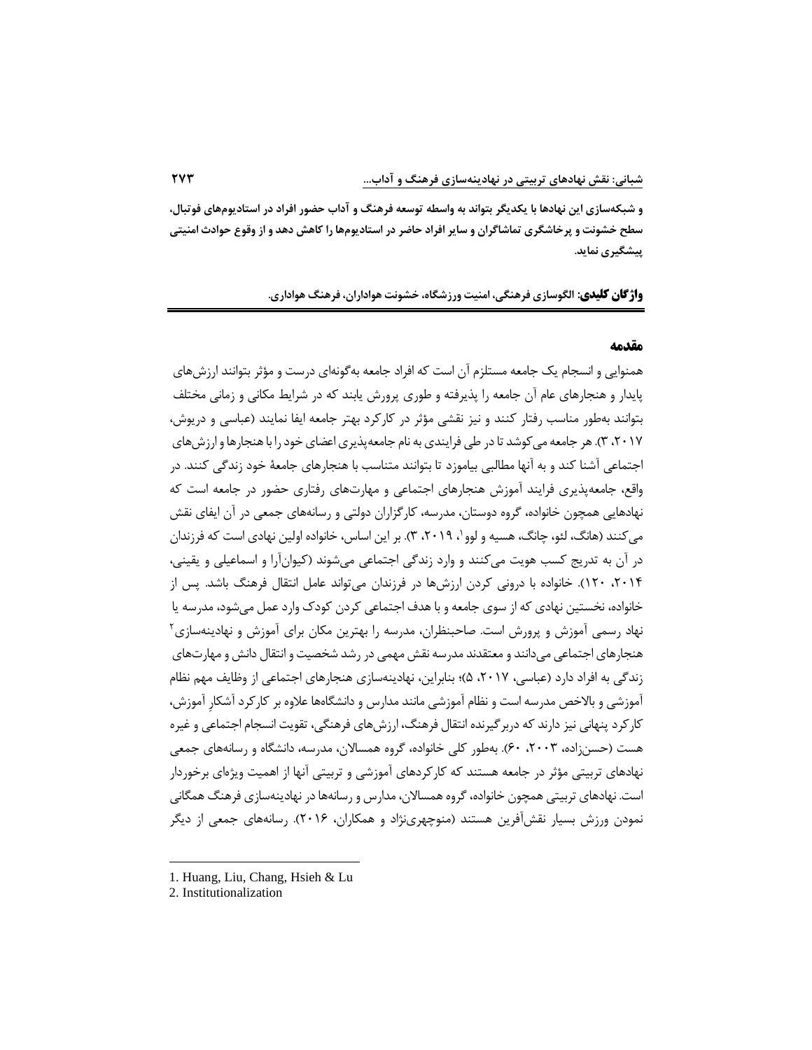**و شبکه‌سازی این نهادها با یکدیگر بتواند به واسطه توسعه فرهنگ و آداب حضور افراد در استادیوم‌های فوتبال، سطح خشونت و پرخاشگری تماشاگران و سایر افراد حاضر در استادیوم‌ها را کاهش دهد و از وقوع حوادث امنیتی پیشگیری نماید.**

**واژگان کلیدی: الگوسازی فرهنگی، امنیت ورزشگاه، خشونت هواداران، فرهنگ هواداری.**

## مقدمه

همنوایی و انسجام یک جامعه مستلزم آن است که افراد جامعه به‌گونه‌ای درست و مؤثر بتوانند ارزش‌های پایدار و هنجارهای عام آن جامعه را پذیرفته و طوری پرورش یابند که در شرایط مکانی و زمانی مختلف بتوانند به‌طور مناسب رفتار کنند و نیز نقشی مؤثر در کارکرد بهتر جامعه ایفا نمایند (عباسی و دریوش، ۲۰۱۷، ۳). هر جامعه می‌کوشد تا در طی فرایندی به نام جامعه‌پذیری اعضای خود را با هنجارها و ارزش‌های اجتماعی آشنا کند و به آنها مطالبی بیاموزد تا بتوانند متناسب با هنجارهای جامعهٔ خود زندگی کنند. در واقع، جامعه‌پذیری فرایند آموزش هنجارهای اجتماعی و مهارت‌های رفتاری حضور در جامعه است که نهادهایی همچون خانواده، گروه دوستان، مدرسه، کارگزاران دولتی و رسانه‌های جمعی در آن ایفای نقش می‌کنند (هانگ، لئو، چانگ، هسیه و لوو[1]، ۲۰۱۹، ۳). بر این اساس، خانواده اولین نهادی است که فرزندان در آن به تدریج کسب هویت می‌کنند و وارد زندگی اجتماعی می‌شوند (کیوان‌آرا و اسماعیلی و یقینی، ۲۰۱۴، ۱۲۰). خانواده با درونی کردن ارزش‌ها در فرزندان می‌تواند عامل انتقال فرهنگ باشد. پس از خانواده، نخستین نهادی که از سوی جامعه و با هدف اجتماعی کردن کودک وارد عمل می‌شود، مدرسه یا نهاد رسمی آموزش و پرورش است. صاحبنظران، مدرسه را بهترین مکان برای آموزش و نهادینه‌سازی[2] هنجارهای اجتماعی می‌دانند و معتقدند مدرسه نقش مهمی در رشد شخصیت و انتقال دانش و مهارت‌های زندگی به افراد دارد (عباسی، ۲۰۱۷، ۵)؛ بنابراین، نهادینه‌سازی هنجارهای اجتماعی از وظایف مهم نظام آموزشی و بالاخص مدرسه است و نظام آموزشی مانند مدارس و دانشگاه‌ها علاوه بر کارکرد آشکارِ آموزش، کارکرد پنهانی نیز دارند که دربرگیرنده انتقال فرهنگ، ارزش‌های فرهنگی، تقویت انسجام اجتماعی و غیره هست (حسن‌زاده، ۲۰۰۳، ۶۰). به‌طور کلی خانواده، گروه همسالان، مدرسه، دانشگاه و رسانه‌های جمعی نهادهای تربیتی مؤثر در جامعه هستند که کارکردهای آموزشی و تربیتی آنها از اهمیت ویژه‌ای برخوردار است. نهادهای تربیتی همچون خانواده، گروه همسالان، مدارس و رسانه‌ها در نهادینه‌سازی فرهنگ همگانی نمودن ورزش بسیار نقش‌آفرین هستند (منوچهری‌نژاد و همکاران، ۲۰۱۶). رسانه‌های جمعی از دیگر

---

1. Huang, Liu, Chang, Hsieh & Lu
2. Institutionalization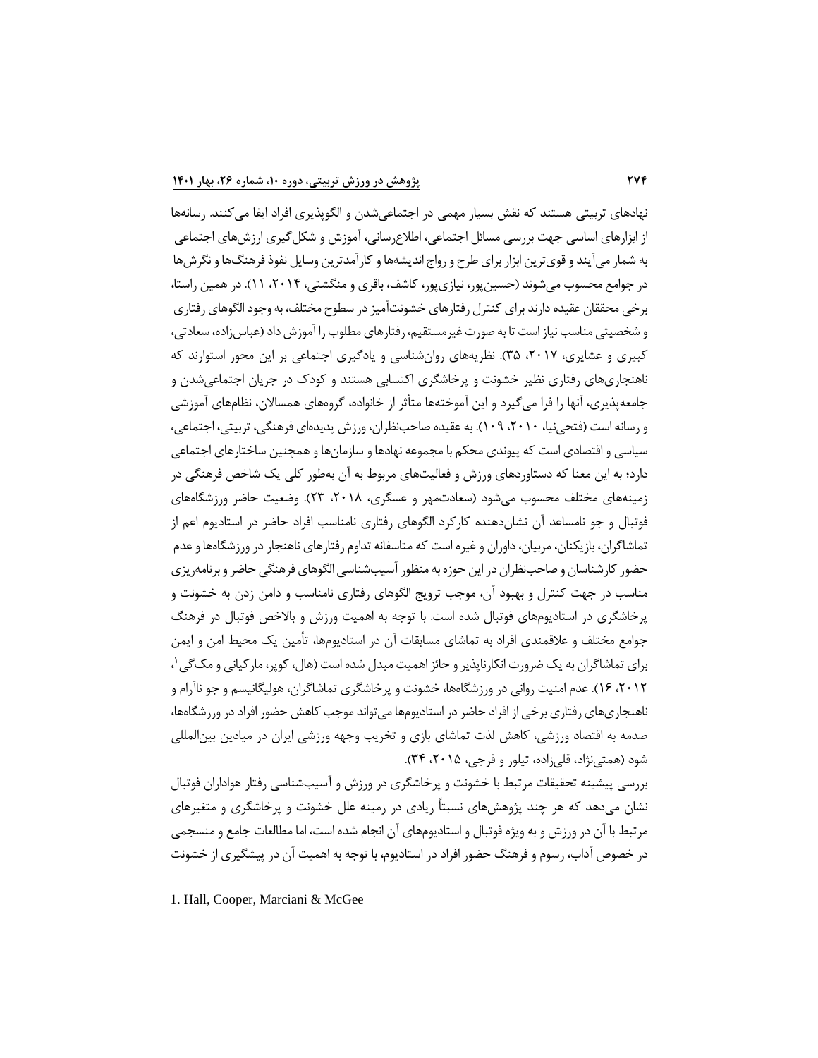نهادهای تربیتی هستند که نقش بسیار مهمی در اجتماعی‌شدن و الگوپذیری افراد ایفا می‌کنند. رسانه‌ها از ابزارهای اساسی جهت بررسی مسائل اجتماعی، اطلاع‌رسانی، آموزش و شکل‌گیری ارزش‌های اجتماعی به شمار می‌آیند و قوی‌ترین ابزار برای طرح و رواج اندیشه‌ها و کارآمدترین وسایل نفوذ فرهنگ‌ها و نگرش‌ها در جوامع محسوب می‌شوند (حسین‌پور، نیازی‌پور، کاشف، باقری و منگشتی، ۲۰۱۴، ۱۱). در همین راستا، برخی محققان عقیده دارند برای کنترل رفتارهای خشونت‌آمیز در سطوح مختلف، به وجود الگوهای رفتاری و شخصیتی مناسب نیاز است تا به صورت غیرمستقیم، رفتارهای مطلوب را آموزش داد (عباس‌زاده، سعادتی، کبیری و عشایری، ۲۰۱۷، ۳۵). نظریه‌های روان‌شناسی و یادگیری اجتماعی بر این محور استوارند که ناهنجاری‌های رفتاری نظیر خشونت و پرخاشگری اکتسابی هستند و کودک در جریان اجتماعی‌شدن و جامعه‌پذیری، آنها را فرا می‌گیرد و این آموخته‌ها متأثر از خانواده، گروه‌های همسالان، نظام‌های آموزشی و رسانه است (فتحی‌نیا، ۲۰۱۰، ۱۰۹). به عقیده صاحب‌نظران، ورزش پدیده‌ای فرهنگی، تربیتی، اجتماعی، سیاسی و اقتصادی است که پیوندی محکم با مجموعه نهادها و سازمان‌ها و همچنین ساختارهای اجتماعی دارد؛ به این معنا که دستاوردهای ورزش و فعالیت‌های مربوط به آن به‌طور کلی یک شاخص فرهنگی در زمینه‌های مختلف محسوب می‌شود (سعادت‌مهر و عسگری، ۲۰۱۸، ۲۳). وضعیت حاضر ورزشگاه‌های فوتبال و جو نامساعد آن نشان‌دهنده کارکرد الگوهای رفتاری نامناسب افراد حاضر در استادیوم اعم از تماشاگران، بازیکنان، مربیان، داوران و غیره است که متاسفانه تداوم رفتارهای ناهنجار در ورزشگاه‌ها و عدم حضور کارشناسان و صاحب‌نظران در این حوزه به منظور آسیب‌شناسی الگوهای فرهنگی حاضر و برنامه‌ریزی مناسب در جهت کنترل و بهبود آن، موجب ترویج الگوهای رفتاری نامناسب و دامن زدن به خشونت و پرخاشگری در استادیوم‌های فوتبال شده است. با توجه به اهمیت ورزش و بالاخص فوتبال در فرهنگ جوامع مختلف و علاقمندی افراد به تماشای مسابقات آن در استادیوم‌ها، تأمین یک محیط امن و ایمن برای تماشاگران به یک ضرورت انکارناپذیر و حائز اهمیت مبدل شده است (هال، کوپر، مارکیانی و مک‌گی[1]، ۲۰۱۲، ۱۶). عدم امنیت روانی در ورزشگاه‌ها، خشونت و پرخاشگری تماشاگران، هولیگانیسم و جو ناآرام و ناهنجاری‌های رفتاری برخی از افراد حاضر در استادیوم‌ها می‌تواند موجب کاهش حضور افراد در ورزشگاه‌ها، صدمه به اقتصاد ورزشی، کاهش لذت تماشای بازی و تخریب وجهه ورزشی ایران در میادین بین‌المللی شود (همتی‌نژاد، قلی‌زاده، تیلور و فرجی، ۲۰۱۵، ۳۴).

بررسی پیشینه تحقیقات مرتبط با خشونت و پرخاشگری در ورزش و آسیب‌شناسی رفتار هواداران فوتبال نشان می‌دهد که هر چند پژوهش‌های نسبتاً زیادی در زمینه علل خشونت و پرخاشگری و متغیرهای مرتبط با آن در ورزش و به ویژه فوتبال و استادیوم‌های آن انجام شده است، اما مطالعات جامع و منسجمی در خصوص آداب، رسوم و فرهنگ حضور افراد در استادیوم، با توجه به اهمیت آن در پیشگیری از خشونت

1. Hall, Cooper, Marciani & McGee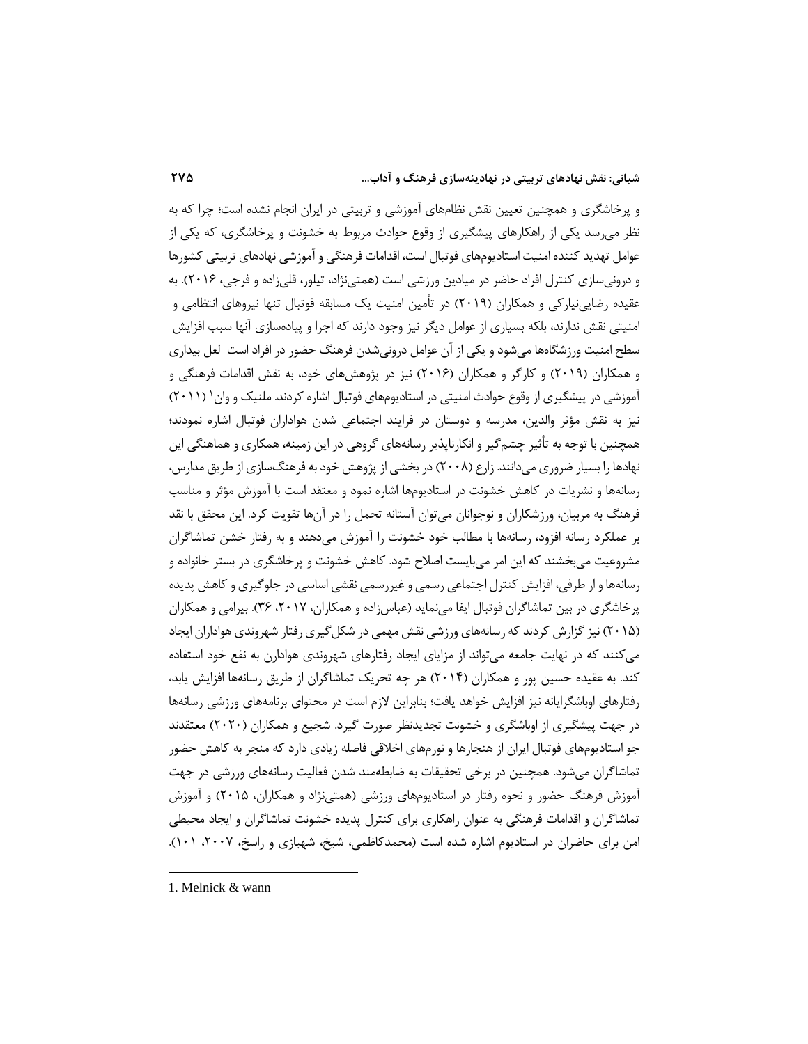و پرخاشگری و همچنین تعیین نقش نظام‌های آموزشی و تربیتی در ایران انجام نشده است؛ چرا که به نظر می‌رسد یکی از راهکارهای پیشگیری از وقوع حوادث مربوط به خشونت و پرخاشگری، که یکی از عوامل تهدید کننده امنیت استادیوم‌های فوتبال است، اقدامات فرهنگی و آموزشی نهادهای تربیتی کشورها و درونی‌سازی کنترل افراد حاضر در میادین ورزشی است (همتی‌نژاد، تیلور، قلی‌زاده و فرجی، ۲۰۱۶). به عقیده رضایی‌نیارکی و همکاران (۲۰۱۹) در تأمین امنیت یک مسابقه فوتبال تنها نیروهای انتظامی و امنیتی نقش ندارند، بلکه بسیاری از عوامل دیگر نیز وجود دارند که اجرا و پیاده‌سازی آنها سبب افزایش سطح امنیت ورزشگاه‌ها می‌شود و یکی از آن عوامل درونی‌شدن فرهنگ حضور در افراد است  لعل بیداری و همکاران (۲۰۱۹) و کارگر و همکاران (۲۰۱۶) نیز در پژوهش‌های خود، به نقش اقدامات فرهنگی و آموزشی در پیشگیری از وقوع حوادث امنیتی در استادیوم‌های فوتبال اشاره کردند. ملنیک و وان[1] (۲۰۱۱) نیز به نقش مؤثر والدین، مدرسه و دوستان در فرایند اجتماعی شدن هواداران فوتبال اشاره نمودند؛ همچنین با توجه به تأثیر چشم‌گیر و انکارناپذیر رسانه‌های گروهی در این زمینه، همکاری و هماهنگی این نهادها را بسیار ضروری می‌دانند. زارع (۲۰۰۸) در بخشی از پژوهش خود به فرهنگ‌سازی از طریق مدارس، رسانه‌ها و نشریات در کاهش خشونت در استادیوم‌ها اشاره نمود و معتقد است با آموزش مؤثر و مناسب فرهنگ به مربیان، ورزشکاران و نوجوانان می‌توان آستانه تحمل را در آن‌ها تقویت کرد. این محقق با نقد بر عملکرد رسانه افزود، رسانه‌ها با مطالب خود خشونت را آموزش می‌دهند و به رفتار خشن تماشاگران مشروعیت می‌بخشند که این امر می‌بایست اصلاح شود. کاهش خشونت و پرخاشگری در بستر خانواده و رسانه‌ها و از طرفی، افزایش کنترل اجتماعی رسمی و غیررسمی نقشی اساسی در جلوگیری و کاهش پدیده پرخاشگری در بین تماشاگران فوتبال ایفا می‌نماید (عباس‌زاده و همکاران، ۲۰۱۷، ۳۶). بیرامی و همکاران (۲۰۱۵) نیز گزارش کردند که رسانه‌های ورزشی نقش مهمی در شکل‌گیری رفتار شهروندی هواداران ایجاد می‌کنند که در نهایت جامعه می‌تواند از مزایای ایجاد رفتارهای شهروندی هوادارن به نفع خود استفاده کند. به عقیده حسین پور و همکاران (۲۰۱۴) هر چه تحریک تماشاگران از طریق رسانه‌ها افزایش یابد، رفتارهای اوباشگرایانه نیز افزایش خواهد یافت؛ بنابراین لازم است در محتوای برنامه‌های ورزشی رسانه‌ها در جهت پیشگیری از اوباشگری و خشونت تجدیدنظر صورت گیرد. شجیع و همکاران (۲۰۲۰) معتقدند جو استادیوم‌های فوتبال ایران از هنجارها و نورم‌های اخلاقی فاصله زیادی دارد که منجر به کاهش حضور تماشاگران می‌شود. همچنین در برخی تحقیقات به ضابطه‌مند شدن فعالیت رسانه‌های ورزشی در جهت آموزش فرهنگ حضور و نحوه رفتار در استادیوم‌های ورزشی (همتی‌نژاد و همکاران، ۲۰۱۵) و آموزش تماشاگران و اقدامات فرهنگی به عنوان راهکاری برای کنترل پدیده خشونت تماشاگران و ایجاد محیطی امن برای حاضران در استادیوم اشاره شده است (محمدکاظمی، شیخ، شهبازی و راسخ، ۲۰۰۷، ۱۰۱).

---

1. Melnick & wann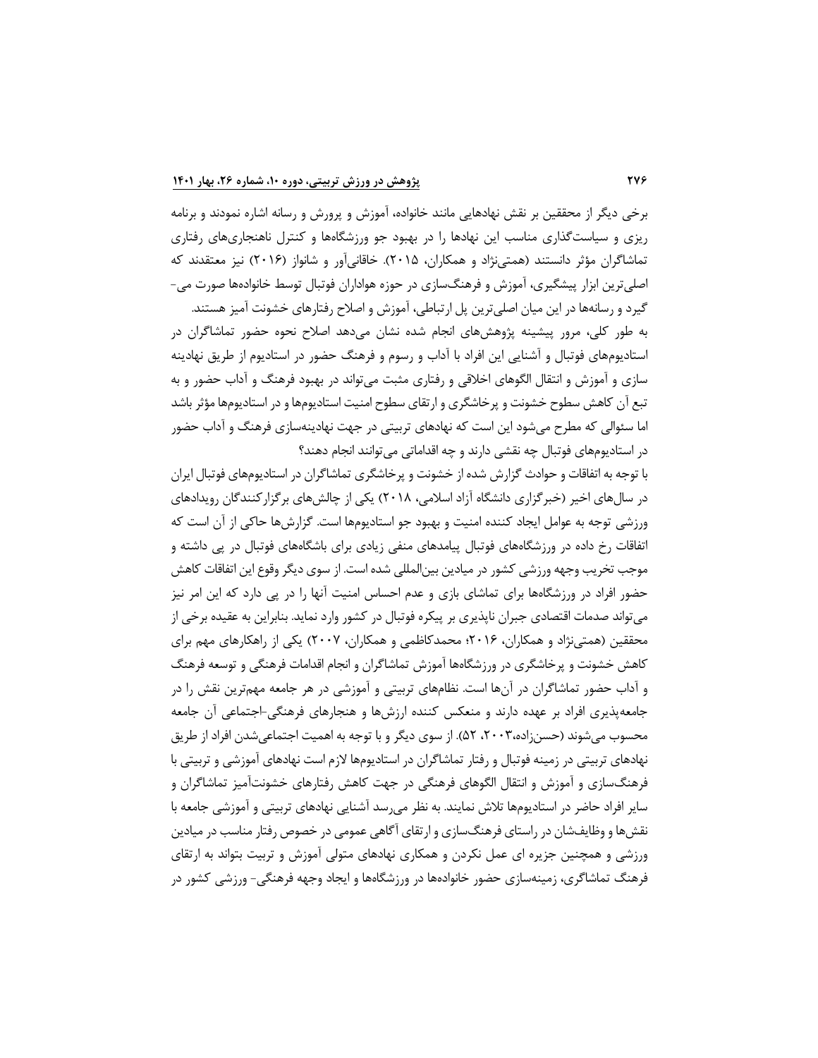برخی دیگر از محققین بر نقش نهادهایی مانند خانواده، آموزش و پرورش و رسانه اشاره نمودند و برنامه ریزی و سیاست‌گذاری مناسب این نهادها را در بهبود جو ورزشگاه‌ها و کنترل ناهنجاری‌های رفتاری تماشاگران مؤثر دانستند (همتی‌نژاد و همکاران، ۲۰۱۵). خاقانی‌آور و شانواز (۲۰۱۶) نیز معتقدند که اصلی‌ترین ابزار پیشگیری، آموزش و فرهنگ‌سازی در حوزه هواداران فوتبال توسط خانواده‌ها صورت می‌گیرد و رسانه‌ها در این میان اصلی‌ترین پل ارتباطی، آموزش و اصلاح رفتارهای خشونت آمیز هستند.

به طور کلی، مرور پیشینه پژوهش‌های انجام شده نشان می‌دهد اصلاح نحوه حضور تماشاگران در استادیوم‌های فوتبال و آشنایی این افراد با آداب و رسوم و فرهنگ حضور در استادیوم از طریق نهادینه سازی و آموزش و انتقال الگوهای اخلاقی و رفتاری مثبت می‌تواند در بهبود فرهنگ و آداب حضور و به تبع آن کاهش سطوح خشونت و پرخاشگری و ارتقای سطوح امنیت استادیوم‌ها و در استادیوم‌ها مؤثر باشد اما سئوالی که مطرح می‌شود این است که نهادهای تربیتی در جهت نهادینه‌سازی فرهنگ و آداب حضور در استادیوم‌های فوتبال چه نقشی دارند و چه اقداماتی می‌توانند انجام دهند؟

با توجه به اتفاقات و حوادث گزارش شده از خشونت و پرخاشگری تماشاگران در استادیوم‌های فوتبال ایران در سال‌های اخیر (خبرگزاری دانشگاه آزاد اسلامی، ۲۰۱۸) یکی از چالش‌های برگزارکنندگان رویدادهای ورزشی توجه به عوامل ایجاد کننده امنیت و بهبود جو استادیوم‌ها است. گزارش‌ها حاکی از آن است که اتفاقات رخ داده در ورزشگاه‌های فوتبال پیامدهای منفی زیادی برای باشگاه‌های فوتبال در پی داشته و موجب تخریب وجهه ورزشی کشور در میادین بین‌المللی شده است. از سوی دیگر وقوع این اتفاقات کاهش حضور افراد در ورزشگاه‌ها برای تماشای بازی و عدم احساس امنیت آنها را در پی دارد که این امر نیز می‌تواند صدمات اقتصادی جبران ناپذیری بر پیکره فوتبال در کشور وارد نماید. بنابراین به عقیده برخی از محققین (همتی‌نژاد و همکاران، ۲۰۱۶؛ محمدکاظمی و همکاران، ۲۰۰۷) یکی از راهکارهای مهم برای کاهش خشونت و پرخاشگری در ورزشگاه‌ها آموزش تماشاگران و انجام اقدامات فرهنگی و توسعه فرهنگ و آداب حضور تماشاگران در آن‌ها است. نظام‌های تربیتی و آموزشی در هر جامعه مهم‌ترین نقش را در جامعه‌پذیری افراد بر عهده دارند و منعکس کننده ارزش‌ها و هنجارهای فرهنگی-اجتماعی آن جامعه محسوب می‌شوند (حسن‌زاده،۲۰۰۳، ۵۲). از سوی دیگر و با توجه به اهمیت اجتماعی‌شدن افراد از طریق نهادهای تربیتی در زمینه فوتبال و رفتار تماشاگران در استادیوم‌ها لازم است نهادهای آموزشی و تربیتی با فرهنگ‌سازی و آموزش و انتقال الگوهای فرهنگی در جهت کاهش رفتارهای خشونت‌آمیز تماشاگران و سایر افراد حاضر در استادیوم‌ها تلاش نمایند. به نظر می‌رسد آشنایی نهادهای تربیتی و آموزشی جامعه با نقش‌ها و وظایف‌شان در راستای فرهنگ‌سازی و ارتقای آگاهی عمومی در خصوص رفتار مناسب در میادین ورزشی و همچنین جزیره ای عمل نکردن و همکاری نهادهای متولی آموزش و تربیت بتواند به ارتقای فرهنگ تماشاگری، زمینه‌سازی حضور خانواده‌ها در ورزشگاه‌ها و ایجاد وجهه فرهنگی- ورزشی کشور در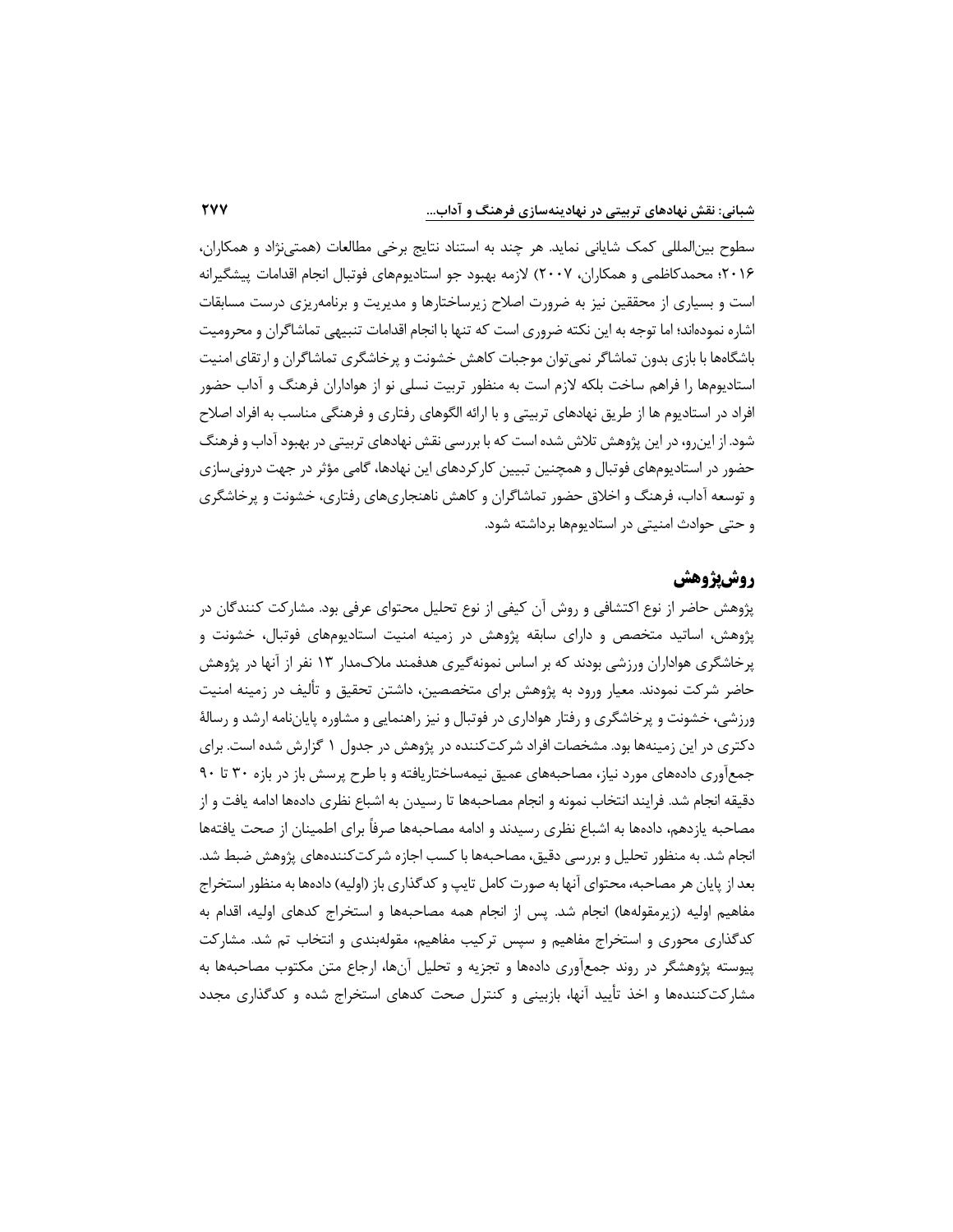سطوح بین‌المللی کمک شایانی نماید. هر چند به استناد نتایج برخی مطالعات (همتی‌نژاد و همکاران، ۲۰۱۶؛ محمدکاظمی و همکاران، ۲۰۰۷) لازمه بهبود جو استادیوم‌های فوتبال انجام اقدامات پیشگیرانه است و بسیاری از محققین نیز به ضرورت اصلاح زیرساختارها و مدیریت و برنامه‌ریزی درست مسابقات اشاره نموده‌اند؛ اما توجه به این نکته ضروری است که تنها با انجام اقدامات تنبیهی تماشاگران و محرومیت باشگاه‌ها با بازی بدون تماشاگر نمی‌توان موجبات کاهش خشونت و پرخاشگری تماشاگران و ارتقای امنیت استادیوم‌ها را فراهم ساخت بلکه لازم است به منظور تربیت نسلی نو از هواداران فرهنگ و آداب حضور افراد در استادیوم ها از طریق نهادهای تربیتی و با ارائه الگوهای رفتاری و فرهنگی مناسب به افراد اصلاح شود. از این‌رو، در این پژوهش تلاش شده است که با بررسی نقش نهادهای تربیتی در بهبود آداب و فرهنگ حضور در استادیوم‌های فوتبال و همچنین تبیین کارکردهای این نهادها، گامی مؤثر در جهت درونی‌سازی و توسعه آداب، فرهنگ و اخلاق حضور تماشاگران و کاهش ناهنجاری‌های رفتاری، خشونت و پرخاشگری و حتی حوادث امنیتی در استادیوم‌ها برداشته شود.

## روش‌پژوهش

پژوهش حاضر از نوع اکتشافی و روش آن کیفی از نوع تحلیل محتوای عرفی بود. مشارکت کنندگان در پژوهش، اساتید متخصص و دارای سابقه پژوهش در زمینه امنیت استادیوم‌های فوتبال، خشونت و پرخاشگری هواداران ورزشی بودند که بر اساس نمونه‌گیری هدفمند ملاک‌مدار ۱۳ نفر از آنها در پژوهش حاضر شرکت نمودند. معیار ورود به پژوهش برای متخصصین، داشتن تحقیق و تألیف در زمینه امنیت ورزشی، خشونت و پرخاشگری و رفتار هواداری در فوتبال و نیز راهنمایی و مشاوره پایان‌نامه ارشد و رسالهٔ دکتری در این زمینه‌ها بود. مشخصات افراد شرکت‌کننده در پژوهش در جدول ۱ گزارش شده است. برای جمع‌آوری داده‌های مورد نیاز، مصاحبه‌های عمیق نیمه‌ساختاریافته و با طرح پرسش باز در بازه ۳۰ تا ۹۰ دقیقه انجام شد. فرایند انتخاب نمونه و انجام مصاحبه‌ها تا رسیدن به اشباع نظری داده‌ها ادامه یافت و از مصاحبه یازدهم، داده‌ها به اشباع نظری رسیدند و ادامه مصاحبه‌ها صرفاً برای اطمینان از صحت یافته‌ها انجام شد. به منظور تحلیل و بررسی دقیق، مصاحبه‌ها با کسب اجازه شرکت‌کننده‌های پژوهش ضبط شد. بعد از پایان هر مصاحبه، محتوای آنها به صورت کامل تایپ و کدگذاری باز (اولیه) داده‌ها به منظور استخراج مفاهیم اولیه (زیرمقوله‌ها) انجام شد. پس از انجام همه مصاحبه‌ها و استخراج کدهای اولیه، اقدام به کدگذاری محوری و استخراج مفاهیم و سپس ترکیب مفاهیم، مقوله‌بندی و انتخاب تم شد. مشارکت پیوسته پژوهشگر در روند جمع‌آوری داده‌ها و تجزیه و تحلیل آن‌ها، ارجاع متن مکتوب مصاحبه‌ها به مشارکت‌کننده‌ها و اخذ تأیید آنها، بازبینی و کنترل صحت کدهای استخراج شده و کدگذاری مجدد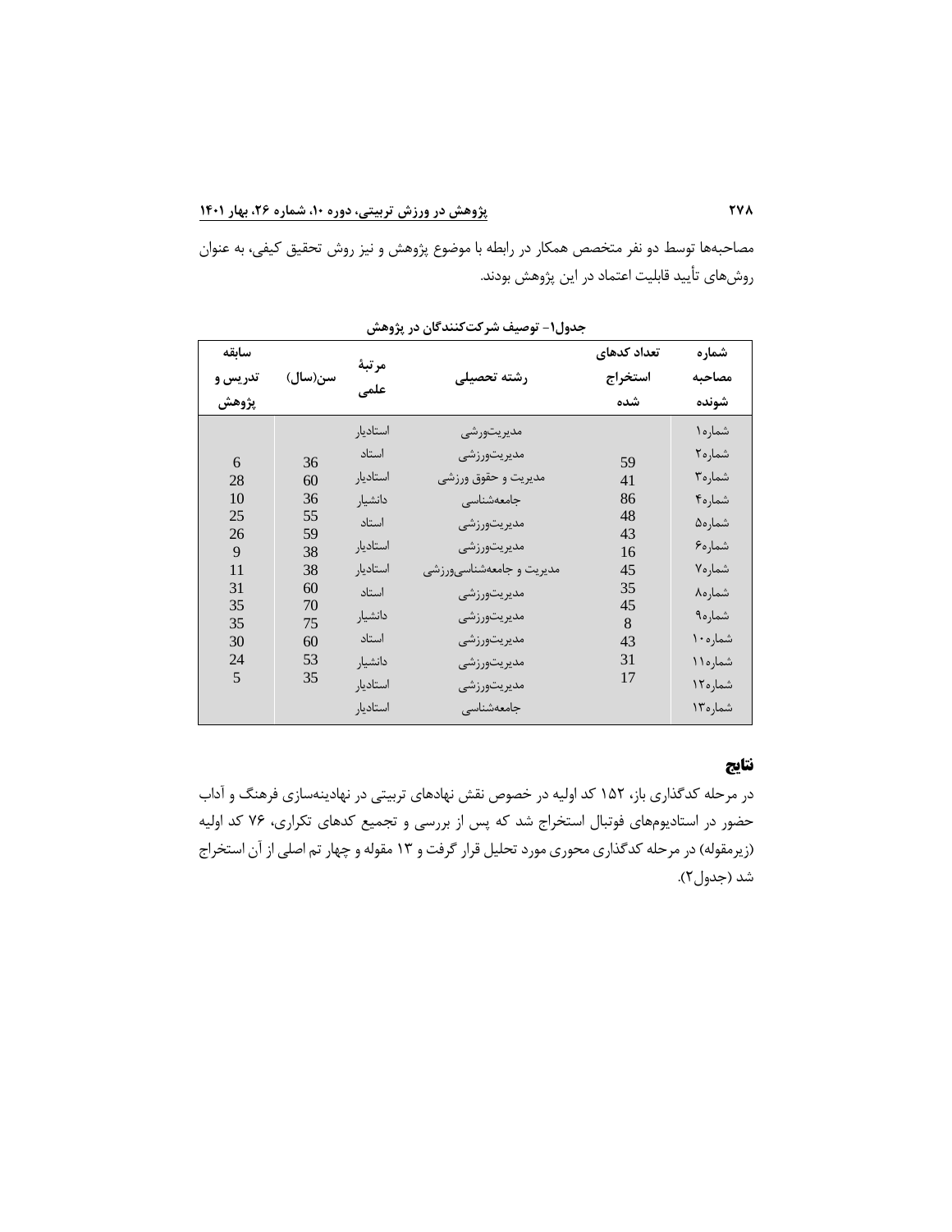مصاحبه‌ها توسط دو نفر متخصص همکار در رابطه با موضوع پژوهش و نیز روش تحقیق کیفی، به عنوان روش‌های تأیید قابلیت اعتماد در این پژوهش بودند.

**جدول۱- توصیف شرکت‌کنندگان در پژوهش**

| شماره مصاحبه شونده | تعداد کدهای استخراج شده | رشته تحصیلی | مرتبهٔ علمی | سن(سال) | سابقه تدریس و پژوهش |
|---|---|---|---|---|---|
| شماره۱ | 59 | مدیریت‌ورزشی | استادیار | 36 | 6 |
| شماره۲ | 41 | مدیریت‌ورزشی | استاد | 60 | 28 |
| شماره۳ | 86 | مدیریت و حقوق ورزشی | استادیار | 36 | 10 |
| شماره۴ | 48 | جامعه‌شناسی | دانشیار | 55 | 25 |
| شماره۵ | 43 | مدیریت‌ورزشی | استاد | 59 | 26 |
| شماره۶ | 16 | مدیریت‌ورزشی | استادیار | 38 | 9 |
| شماره۷ | 45 | مدیریت و جامعه‌شناسی‌ورزشی | استادیار | 38 | 11 |
| شماره۸ | 35 | مدیریت‌ورزشی | استاد | 60 | 31 |
| شماره۹ | 45 | مدیریت‌ورزشی | دانشیار | 70 | 35 |
| شماره۱۰ | 8 | مدیریت‌ورزشی | استاد | 75 | 35 |
| شماره۱۱ | 43 | مدیریت‌ورزشی | دانشیار | 60 | 30 |
| شماره۱۲ | 31 | مدیریت‌ورزشی | استادیار | 53 | 24 |
| شماره۱۳ | 17 | جامعه‌شناسی | استادیار | 35 | 5 |

## نتایج

در مرحله کدگذاری باز، ۱۵۲ کد اولیه در خصوص نقش نهادهای تربیتی در نهادینه‌سازی فرهنگ و آداب حضور در استادیوم‌های فوتبال استخراج شد که پس از بررسی و تجمیع کدهای تکراری، ۷۶ کد اولیه (زیرمقوله) در مرحله کدگذاری محوری مورد تحلیل قرار گرفت و ۱۳ مقوله و چهار تم اصلی از آن استخراج شد (جدول۲).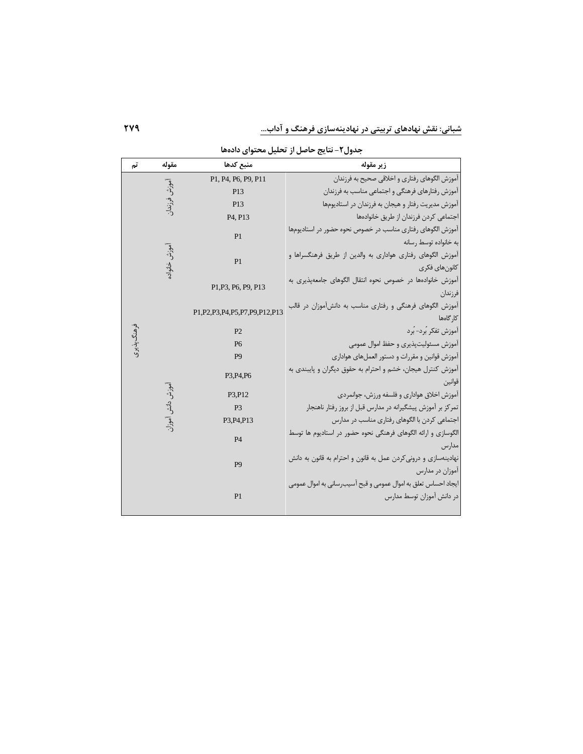جدول۲- نتایج حاصل از تحلیل محتوای داده‌ها

| تم | مقوله | منبع کدها | زیر مقوله |
|---|---|---|---|
| فرهنگ‌پذیری | آموزش فرزندان | P1, P4, P6, P9, P11 | آموزش الگوهای رفتاری و اخلاقی صحیح به فرزندان |
| | | P13 | آموزش رفتارهای فرهنگی و اجتماعی مناسب به فرزندان |
| | | P13 | آموزش مدیریت رفتار و هیجان به فرزندان در استادیوم‌ها |
| | | P4, P13 | اجتماعی کردن فرزندان از طریق خانواده‌ها |
| | آموزش خانواده | P1 | آموزش الگوهای رفتاری مناسب در خصوص نحوه حضور در استادیوم‌ها به خانواده توسط رسانه |
| | | P1 | آموزش الگوهای رفتاری هواداری به والدین از طریق فرهنگسراها و کانون‌های فکری |
| | | P1,P3, P6, P9, P13 | آموزش خانواده‌ها در خصوص نحوه انتقال الگوهای جامعه‌پذیری به فرزندان |
| | آموزش دانش آموزان | P1,P2,P3,P4,P5,P7,P9,P12,P13 | آموزش الگوهای فرهنگی و رفتاری مناسب به دانش‌آموزان در قالب کارگاه‌ها |
| | | P2 | آموزش تفکر بُرد- بُرد |
| | | P6 | آموزش مسئولیت‌پذیری و حفظ اموال عمومی |
| | | P9 | آموزش قوانین و مقررات و دستور العمل‌های هواداری |
| | | P3,P4,P6 | آموزش کنترل هیجان، خشم و احترام به حقوق دیگران و پایبندی به قوانین |
| | | P3,P12 | آموزش اخلاق هواداری و فلسفه ورزش، جوانمردی |
| | | P3 | تمرکز بر آموزش پیشگیرانه در مدارس قبل از بروز رفتار ناهنجار |
| | | P3,P4,P13 | اجتماعی کردن با الگوهای رفتاری مناسب در مدارس |
| | | P4 | الگوسازی و ارائه الگوهای فرهنگی نحوه حضور در استادیوم ها توسط مدارس |
| | | P9 | نهادینه‌سازی و درونی‌کردن عمل به قانون و احترام به قانون به دانش آموزان در مدارس |
| | | P1 | ایجاد احساس تعلق به اموال عمومی و قبح آسیب‌رسانی به اموال عمومی در دانش آموزان توسط مدارس |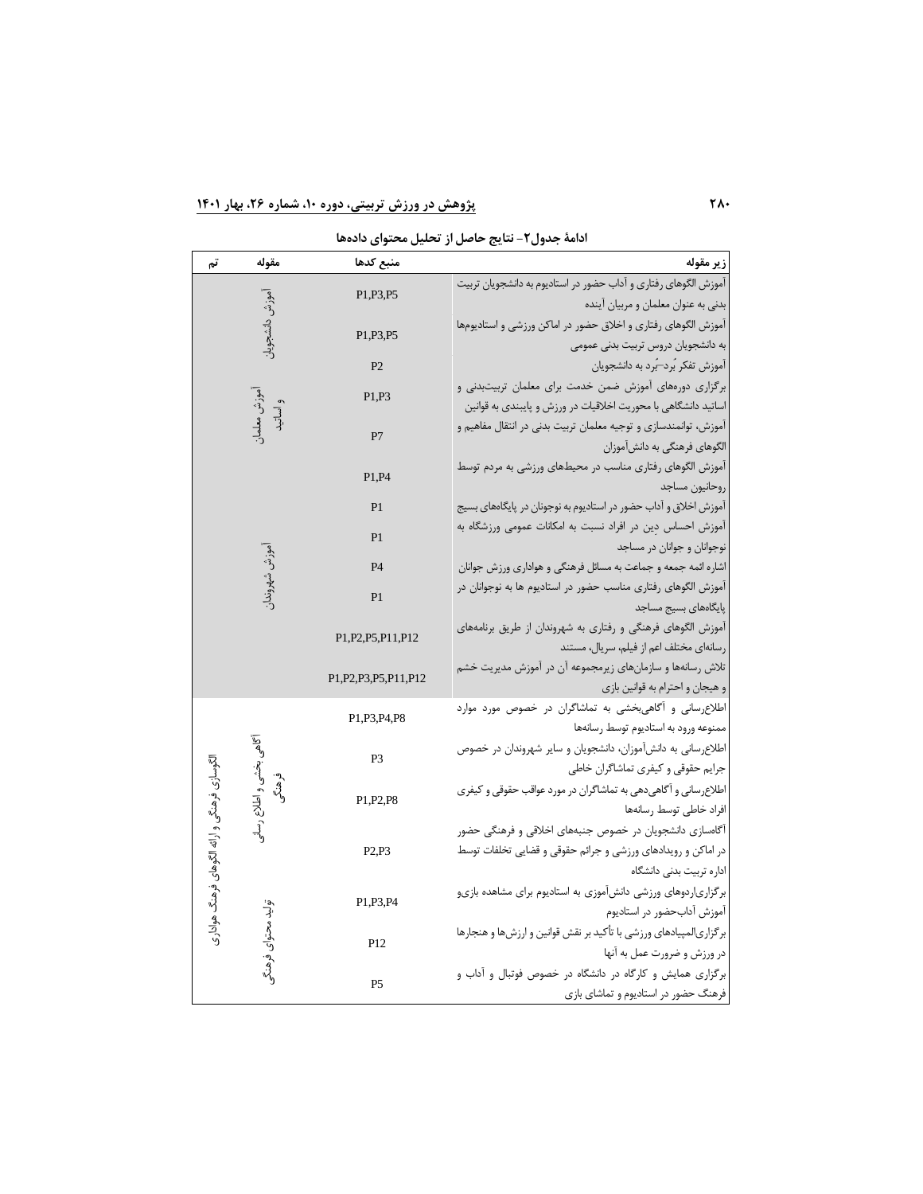**ادامۀ جدول۲- نتایج حاصل از تحلیل محتوای داده‌ها**

| تم | مقوله | منبع کدها | زیر مقوله |
|---|---|---|---|
| | آموزش دانشجویان | P1,P3,P5 | آموزش الگوهای رفتاری و آداب حضور در استادیوم به دانشجویان تربیت بدنی به عنوان معلمان و مربیان آینده |
| | | P1,P3,P5 | آموزش الگوهای رفتاری و اخلاق حضور در اماکن ورزشی و استادیوم‌ها به دانشجویان دروس تربیت بدنی عمومی |
| | | P2 | آموزش تفکر بُرد–بُرد به دانشجویان |
| | آموزش معلمان و اساتید | P1,P3 | برگزاری دوره‌های آموزش ضمن خدمت برای معلمان تربیت‌بدنی و اساتید دانشگاهی با محوریت اخلاقیات در ورزش و پایبندی به قوانین |
| | | P7 | آموزش، توانمندسازی و توجیه معلمان تربیت بدنی در انتقال مفاهیم و الگوهای فرهنگی به دانش‌آموزان |
| | آموزش شهروندان | P1,P4 | آموزش الگوهای رفتاری مناسب در محیط‌های ورزشی به مردم توسط روحانیون مساجد |
| | | P1 | آموزش اخلاق و آداب حضور در استادیوم به نوجوانان در پایگاه‌های بسیج |
| | | P1 | آموزش احساس دین در افراد نسبت به امکانات عمومی ورزشگاه به نوجوانان و جوانان در مساجد |
| | | P4 | اشاره ائمه جمعه و جماعت به مسائل فرهنگی و هواداری ورزش جوانان |
| | | P1 | آموزش الگوهای رفتاری مناسب حضور در استادیوم ها به نوجوانان در پایگاه‌های بسیج مساجد |
| | | P1,P2,P5,P11,P12 | آموزش الگوهای فرهنگی و رفتاری به شهروندان از طریق برنامه‌های رسانه‌ای مختلف اعم از فیلم، سریال، مستند |
| | | P1,P2,P3,P5,P11,P12 | تلاش رسانه‌ها و سازمان‌های زیرمجموعه آن در آموزش مدیریت خشم و هیجان و احترام به قوانین بازی |
| الگوسازی فرهنگی و ارائه الگوهای فرهنگ هواداری | آگاهی بخشی و اطلاع رسانی فرهنگی | P1,P3,P4,P8 | اطلاع‌رسانی و آگاهی‌بخشی به تماشاگران در خصوص موارد ممنوعه ورود به استادیوم توسط رسانه‌ها |
| | | P3 | اطلاع‌رسانی به دانش‌آموزان، دانشجویان و سایر شهروندان در خصوص جرایم حقوقی و کیفری تماشاگران خاطی |
| | | P1,P2,P8 | اطلاع‌رسانی و آگاهی‌دهی به تماشاگران در مورد عواقب حقوقی و کیفری افراد خاطی توسط رسانه‌ها |
| | | P2,P3 | آگاه‌سازی دانشجویان در خصوص جنبه‌های اخلاقی و فرهنگی حضور در اماکن و رویدادهای ورزشی و جرائم حقوقی و قضایی تخلفات توسط اداره تربیت بدنی دانشگاه |
| | تولید محتوای فرهنگی | P1,P3,P4 | برگزاری‌اردوهای ورزشی دانش‌آموزی به استادیوم برای مشاهده بازی‌و آموزش آداب‌حضور در استادیوم |
| | | P12 | برگزاری‌المپیادهای ورزشی با تأکید بر نقش قوانین و ارزش‌ها و هنجارها در ورزش و ضرورت عمل به آنها |
| | | P5 | برگزاری همایش و کارگاه در دانشگاه در خصوص فوتبال و آداب و فرهنگ حضور در استادیوم و تماشای بازی |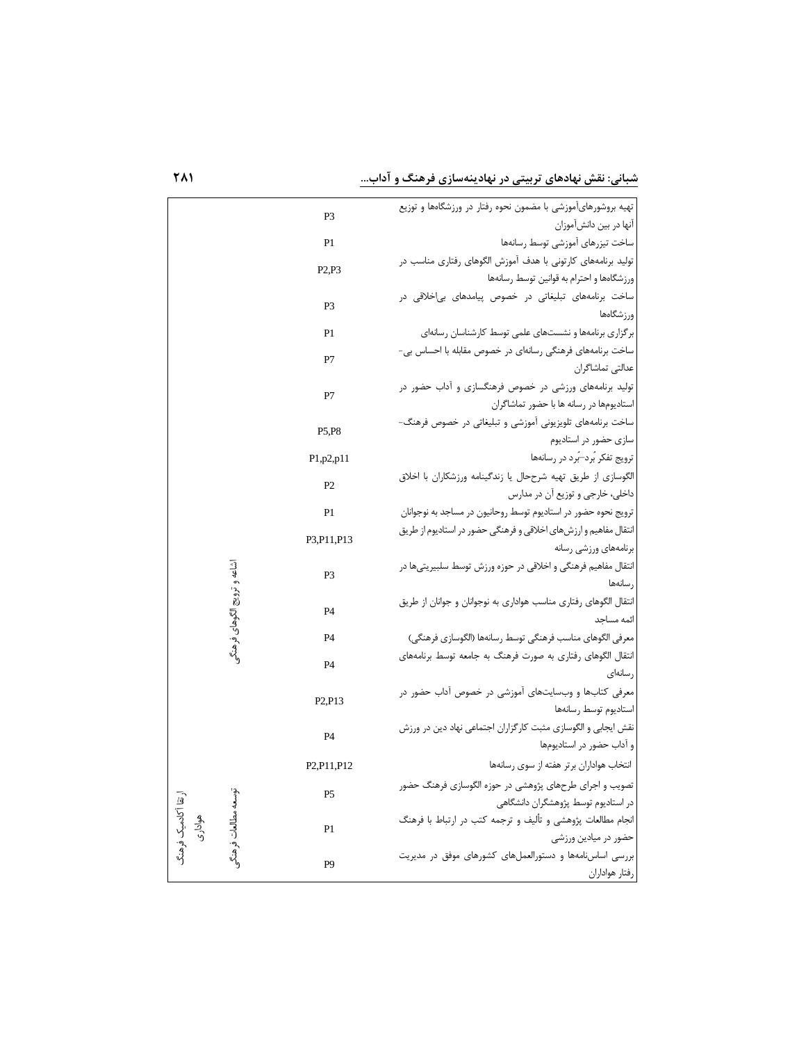| | | | |
|---|---|---|---|
| | | P3 | تهیه بروشورهای‌آموزشی با مضمون نحوه رفتار در ورزشگاه‌ها و توزیع آنها در بین دانش‌آموزان |
| | | P1 | ساخت تیزرهای آموزشی توسط رسانه‌ها |
| | | P2,P3 | تولید برنامه‌های کارتونی با هدف آموزش الگوهای رفتاری مناسب در ورزشگاه‌ها و احترام به قوانین توسط رسانه‌ها |
| | | P3 | ساخت برنامه‌های تبلیغاتی در خصوص پیامدهای بی‌اخلاقی در ورزشگاه‌ها |
| | | P1 | برگزاری برنامه‌ها و نشست‌های علمی توسط کارشناسان رسانه‌ای |
| | | P7 | ساخت برنامه‌های فرهنگی رسانه‌ای در خصوص مقابله با احساس بی-عدالتی تماشاگران |
| | | P7 | تولید برنامه‌های ورزشی در خصوص فرهنگسازی و آداب حضور در استادیوم‌ها در رسانه ها با حضور تماشاگران |
| | | P5,P8 | ساخت برنامه‌های تلویزیونی آموزشی و تبلیغاتی در خصوص فرهنگ-سازی حضور در استادیوم |
| | | P1,p2,p11 | ترویج تفکر بُرد–بُرد در رسانه‌ها |
| | | P2 | الگوسازی از طریق تهیه شرح‌حال یا زندگینامه ورزشکاران با اخلاق داخلی، خارجی و توزیع آن در مدارس |
| | | P1 | ترویج نحوه حضور در استادیوم توسط روحانیون در مساجد به نوجوانان |
| | اشاعه و ترویج الگوهای فرهنگی | P3,P11,P13 | انتقال مفاهیم و ارزش‌های اخلاقی و فرهنگی حضور در استادیوم از طریق برنامه‌های ورزشی رسانه |
| | | P3 | انتقال مفاهیم فرهنگی و اخلاقی در حوزه ورزش توسط سلبیریتی‌ها در رسانه‌ها |
| | | P4 | انتقال الگوهای رفتاری مناسب هواداری به نوجوانان و جوانان از طریق ائمه مساجد |
| | | P4 | معرفی الگوهای مناسب فرهنگی توسط رسانه‌ها (الگوسازی فرهنگی) |
| | | P4 | انتقال الگوهای رفتاری به صورت فرهنگ به جامعه توسط برنامه‌های رسانه‌ای |
| | | P2,P13 | معرفی کتاب‌ها و وب‌سایت‌های آموزشی در خصوص آداب حضور در استادیوم توسط رسانه‌ها |
| | | P4 | نقش ایجابی و الگوسازی مثبت کارگزاران اجتماعی نهاد دین در ورزش و آداب حضور در استادیوم‌ها |
| | | P2,P11,P12 | انتخاب هواداران برتر هفته از سوی رسانه‌ها |
| ارتقا آکادمیک فرهنگ هواداری | توسعه مطالعات فرهنگی | P5 | تصویب و اجرای طرح‌های پژوهشی در حوزه الگوسازی فرهنگ حضور در استادیوم توسط پژوهشگران دانشگاهی |
| | | P1 | انجام مطالعات پژوهشی و تألیف و ترجمه کتب در ارتباط با فرهنگ حضور در میادین ورزشی |
| | | P9 | بررسی اساس‌نامه‌ها و دستورالعمل‌های کشورهای موفق در مدیریت رفتار هواداران |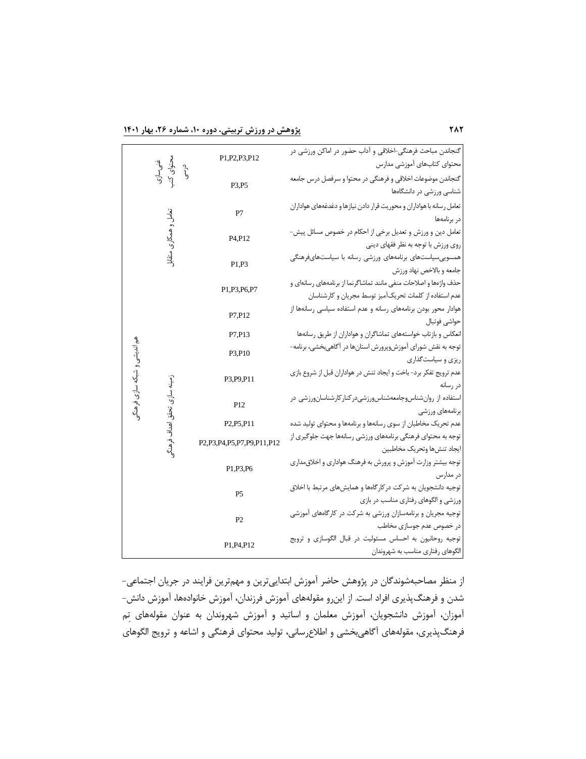| | | | |
|---|---|---|---|
| هم‌اندیشی و شبکه‌سازی فرهنگی | غنی‌سازی محتوای کتب درسی | گنجاندن مباحث فرهنگی-اخلاقی و آداب حضور در اماکن ورزشی در محتوای کتاب‌های آموزشی مدارس | P1,P2,P3,P12 |
| | | گنجاندن موضوعات اخلاقی و فرهنگی در محتوا و سرفصل درس جامعه شناسی ورزشی در دانشگاهها | P3,P5 |
| | تعامل و همکاری متقابل | تعامل رسانه با هواداران و محوریت قرار دادن نیازها و دغدغه‌های هواداران در برنامه‌ها | P7 |
| | | تعامل دین و ورزش و تعدیل برخی از احکام در خصوص مسائل پیش‌روی ورزش با توجه به نظر فقهای دینی | P4,P12 |
| | | همسویی‌سیاست‌های برنامه‌های ورزشی رسانه با سیاست‌های‌فرهنگی جامعه و بالاخص نهاد ورزش | P1,P3 |
| | زمینه‌سازی تحقق اهداف فرهنگی | حذف واژه‌ها و اصلاحات منفی مانند تماشاگرنما از برنامه‌های رسانه‌ای و عدم استفاده از کلمات تحریک‌آمیز توسط مجریان و کارشناسان | P1,P3,P6,P7 |
| | | هوادار محور بودن برنامه‌های رسانه و عدم استفاده سیاسی رسانه‌ها از حواشی فوتبال | P7,P12 |
| | | انعکاس و بازتاب خواسته‌های تماشاگران و هواداران از طریق رسانه‌ها | P7,P13 |
| | | توجه به نقش شورای آموزش‌وپرورش استان‌ها در آگاهی‌بخشی، برنامه‌ریزی و سیاست‌گذاری | P3,P10 |
| | | عدم ترویج تفکر برد- باخت و ایجاد تنش در هواداران قبل از شروع بازی در رسانه | P3,P9,P11 |
| | | استفاده از روان‌شناس‌وجامعه‌شناس‌ورزشی‌درکنارکارشناسان‌ورزشی در برنامه‌های ورزشی | P12 |
| | | عدم تحریک مخاطبان از سوی رسانه‌ها و برنامه‌ها و محتوای تولید شده | P2,P5,P11 |
| | | توجه به محتوای فرهنگی برنامه‌های ورزشی رسانه‌ها جهت جلوگیری از ایجاد تنش‌ها وتحریک مخاطبین | P2,P3,P4,P5,P7,P9,P11,P12 |
| | | توجه بیشتر وزارت آموزش و پرورش به فرهنگ هواداری و اخلاق‌مداری در مدارس | P1,P3,P6 |
| | | توجیه دانشجویان به شرکت درکارگاه‌ها و همایش‌های مرتبط با اخلاق ورزشی و الگوهای رفتاری مناسب در بازی | P5 |
| | | توجیه مجریان و برنامه‌سازان ورزشی به شرکت در کارگاه‌های آموزشی در خصوص عدم جوسازی مخاطب | P2 |
| | | توجیه روحانیون به احساس مسئولیت در قبال الگوسازی و ترویج الگوهای رفتاری مناسب به شهروندان | P1,P4,P12 |

از منظر مصاحبه‌شوندگان در پژوهش حاضر آموزش ابتدایی‌ترین و مهم‌ترین فرایند در جریان اجتماعی-شدن و فرهنگ‌پذیری افراد است. از این‌رو مقوله‌های آموزش فرزندان، آموزش خانواده‌ها، آموزش دانش-آموزان، آموزش دانشجویان، آموزش معلمان و اساتید و آموزش شهروندان به عنوان مقوله‌های تِم فرهنگ‌پذیری، مقوله‌های آگاهی‌بخشی و اطلاع‌رسانی، تولید محتوای فرهنگی و اشاعه و ترویج الگوهای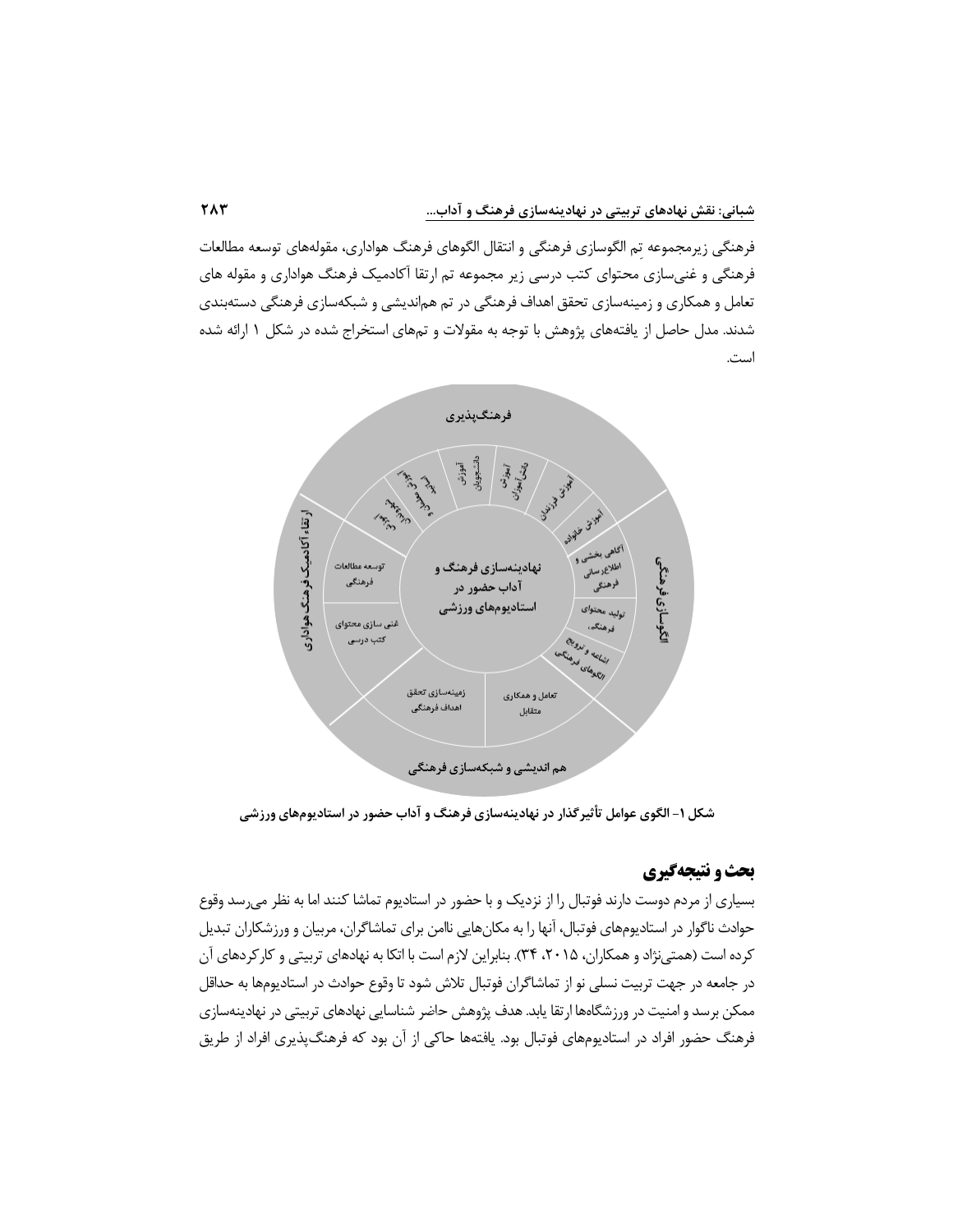فرهنگی زیرمجموعه تِم الگوسازی فرهنگی و انتقال الگوهای فرهنگ هواداری، مقوله‌های توسعه مطالعات فرهنگی و غنی‌سازی محتوای کتب درسی زیر مجموعه تم ارتقا آکادمیک فرهنگ هواداری و مقوله های تعامل و همکاری و زمینه‌سازی تحقق اهداف فرهنگی در تم هم‌اندیشی و شبکه‌سازی فرهنگی دسته‌بندی شدند. مدل حاصل از یافته‌های پژوهش با توجه به مقولات و تم‌های استخراج شده در شکل ۱ ارائه شده است.

**شکل ۱- الگوی عوامل تأثیرگذار در نهادینه‌سازی فرهنگ و آداب حضور در استادیوم‌های ورزشی**

## بحث و نتیجه‌گیری

بسیاری از مردم دوست دارند فوتبال را از نزدیک و با حضور در استادیوم تماشا کنند اما به نظر می‌رسد وقوع حوادث ناگوار در استادیوم‌های فوتبال، آنها را به مکان‌هایی ناامن برای تماشاگران، مربیان و ورزشکاران تبدیل کرده است (همتی‌نژاد و همکاران، ۲۰۱۵، ۳۴). بنابراین لازم است با اتکا به نهادهای تربیتی و کارکردهای آن در جامعه در جهت تربیت نسلی نو از تماشاگران فوتبال تلاش شود تا وقوع حوادث در استادیوم‌ها به حداقل ممکن برسد و امنیت در ورزشگاه‌ها ارتقا یابد. هدف پژوهش حاضر شناسایی نهادهای تربیتی در نهادینه‌سازی فرهنگ حضور افراد در استادیوم‌های فوتبال بود. یافته‌ها حاکی از آن بود که فرهنگ‌پذیری افراد از طریق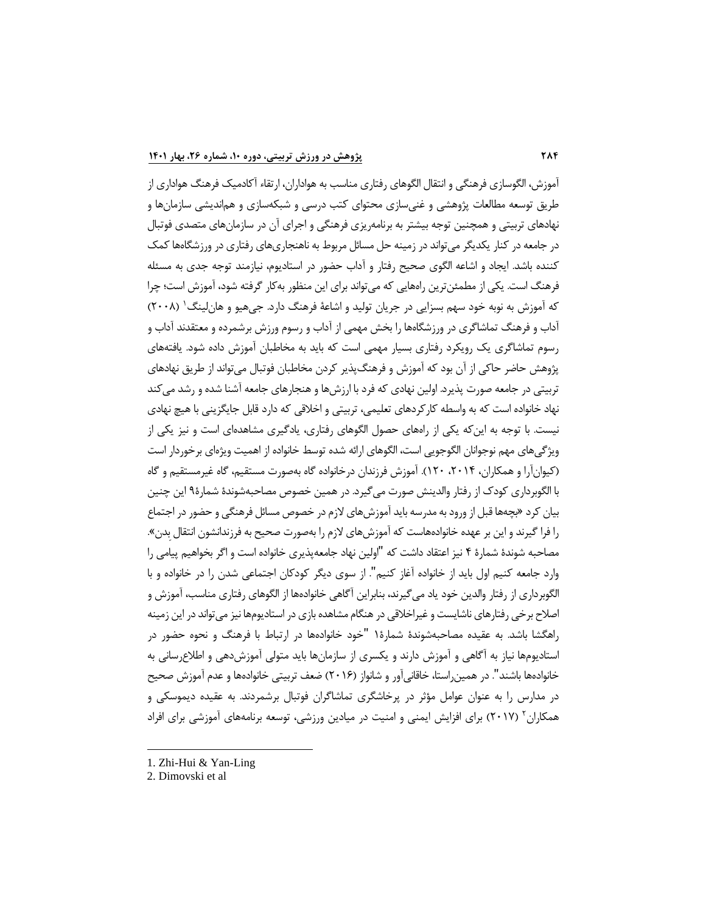آموزش، الگوسازی فرهنگی و انتقال الگوهای رفتاری مناسب به هواداران، ارتقاء آکادمیک فرهنگ هواداری از طریق توسعه مطالعات پژوهشی و غنی‌سازی محتوای کتب درسی و شبکه‌سازی و هم‌اندیشی سازمان‌ها و نهادهای تربیتی و همچنین توجه بیشتر به برنامه‌ریزی فرهنگی و اجرای آن در سازمان‌های متصدی فوتبال در جامعه در کنار یکدیگر می‌تواند در زمینه حل مسائل مربوط به ناهنجاری‌های رفتاری در ورزشگاه‌ها کمک کننده باشد. ایجاد و اشاعه الگوی صحیح رفتار و آداب حضور در استادیوم، نیازمند توجه جدی به مسئله فرهنگ است. یکی از مطمئن‌ترین راه‌هایی که می‌تواند برای این منظور به‌کار گرفته شود، آموزش است؛ چرا که آموزش به نوبه خود سهم بسزایی در جریان تولید و اشاعهٔ فرهنگ دارد. جی‌هیو و هان‌لینگ[1] (۲۰۰۸) آداب و فرهنگ تماشاگری در ورزشگاه‌ها را بخش مهمی از آداب و رسوم ورزش برشمرده و معتقدند آداب و رسوم تماشاگری یک رویکرد رفتاری بسیار مهمی است که باید به مخاطبان آموزش داده شود. یافته‌های پژوهش حاضر حاکی از آن بود که آموزش و فرهنگ‌پذیر کردن مخاطبان فوتبال می‌تواند از طریق نهادهای تربیتی در جامعه صورت پذیرد. اولین نهادی که فرد با ارزش‌ها و هنجارهای جامعه آشنا شده و رشد می‌کند نهاد خانواده است که به واسطه کارکردهای تعلیمی، تربیتی و اخلاقی که دارد قابل جایگزینی با هیچ نهادی نیست. با توجه به این‌که یکی از راه‌های حصول الگوهای رفتاری، یادگیری مشاهده‌ای است و نیز یکی از ویژگی‌های مهم نوجوانان الگوجویی است، الگوهای ارائه شده توسط خانواده از اهمیت ویژه‌ای برخوردار است (کیوان‌آرا و همکاران، ۲۰۱۴، ۱۲۰). آموزش فرزندان درخانواده گاه به‌صورت مستقیم، گاه غیرمستقیم و گاه با الگوبرداری کودک از رفتار والدینش صورت می‌گیرد. در همین خصوص مصاحبه‌شوندهٔ شمارهٔ ۹ این چنین بیان کرد «بچه‌ها قبل از ورود به مدرسه باید آموزش‌های لازم در خصوص مسائل فرهنگی و حضور در اجتماع را فرا گیرند و این بر عهده خانواده‌هاست که آموزش‌های لازم را به‌صورت صحیح به فرزندانشون انتقال بِدن». مصاحبه شوندهٔ شمارهٔ ۴ نیز اعتقاد داشت که "اولین نهاد جامعه‌پذیری خانواده است و اگر بخواهیم پیامی را وارد جامعه کنیم اول باید از خانواده آغاز کنیم". از سوی دیگر کودکان اجتماعی شدن را در خانواده و با الگوبرداری از رفتار والدین خود یاد می‌گیرند، بنابراین آگاهی خانواده‌ها از الگوهای رفتاری مناسب، آموزش و اصلاح برخی رفتارهای ناشایست و غیراخلاقی در هنگام مشاهده بازی در استادیوم‌ها نیز می‌تواند در این زمینه راهگشا باشد. به عقیده مصاحبه‌شوندهٔ شمارهٔ۱ "خود خانواده‌ها در ارتباط با فرهنگ و نحوه حضور در استادیوم‌ها نیاز به آگاهی و آموزش دارند و یکسری از سازمان‌ها باید متولی آموزش‌دهی و اطلاع‌رسانی به خانواده‌ها باشند". در همین‌راستا، خاقانی‌آور و شانواز (۲۰۱۶) ضعف تربیتی خانواده‌ها و عدم آموزش صحیح در مدارس را به عنوان عوامل مؤثر در پرخاشگری تماشاگران فوتبال برشمردند. به عقیده دیموسکی و همکاران[2] (۲۰۱۷) برای افزایش ایمنی و امنیت در میادین ورزشی، توسعه برنامه‌های آموزشی برای افراد

---

1. Zhi-Hui & Yan-Ling
2. Dimovski et al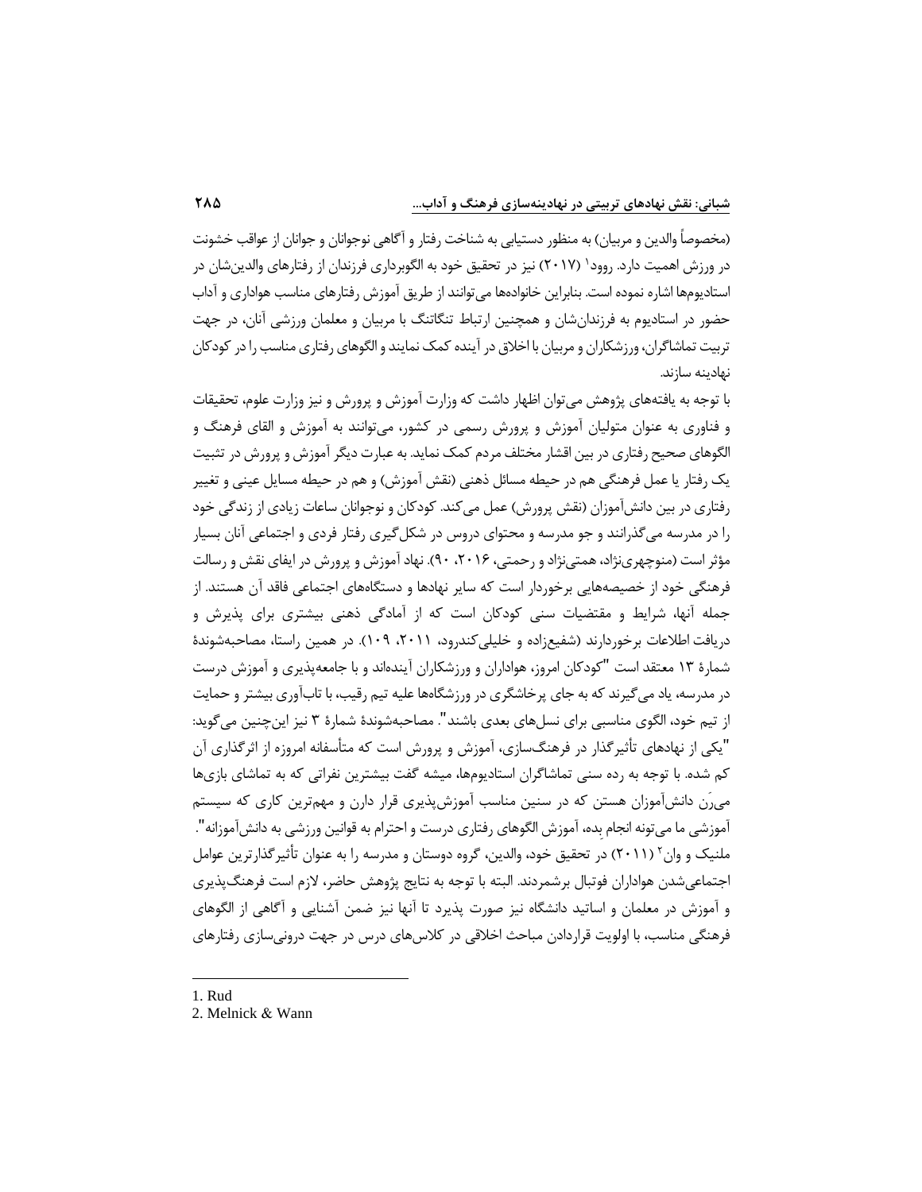(مخصوصاً والدین و مربیان) به منظور دستیابی به شناخت رفتار و آگاهی نوجوانان و جوانان از عواقب خشونت در ورزش اهمیت دارد. روود[1] (۲۰۱۷) نیز در تحقیق خود به الگوبرداری فرزندان از رفتارهای والدین‌شان در استادیوم‌ها اشاره نموده است. بنابراین خانواده‌ها می‌توانند از طریق آموزش رفتارهای مناسب هواداری و آداب حضور در استادیوم به فرزندان‌شان و همچنین ارتباط تنگاتنگ با مربیان و معلمان ورزشی آنان، در جهت تربیت تماشاگران، ورزشکاران و مربیان با اخلاق در آینده کمک نمایند و الگوهای رفتاری مناسب را در کودکان نهادینه سازند.

با توجه به یافته‌های پژوهش می‌توان اظهار داشت که وزارت آموزش و پرورش و نیز وزارت علوم، تحقیقات و فناوری به عنوان متولیان آموزش و پرورش رسمی در کشور، می‌توانند به آموزش و القای فرهنگ و الگوهای صحیح رفتاری در بین اقشار مختلف مردم کمک نماید. به عبارت دیگر آموزش و پرورش در تثبیت یک رفتار یا عمل فرهنگی هم در حیطه مسائل ذهنی (نقش آموزش) و هم در حیطه مسایل عینی و تغییر رفتاری در بین دانش‌آموزان (نقش پرورش) عمل می‌کند. کودکان و نوجوانان ساعات زیادی از زندگی خود را در مدرسه می‌گذرانند و جو مدرسه و محتوای دروس در شکل‌گیری رفتار فردی و اجتماعی آنان بسیار مؤثر است (منوچهری‌نژاد، همتی‌نژاد و رحمتی، ۲۰۱۶، ۹۰). نهاد آموزش و پرورش در ایفای نقش و رسالت فرهنگی خود از خصیصه‌هایی برخوردار است که سایر نهادها و دستگاه‌های اجتماعی فاقد آن هستند. از جمله آنها، شرایط و مقتضیات سنی کودکان است که از آمادگی ذهنی بیشتری برای پذیرش و دریافت اطلاعات برخوردارند (شفیع‌زاده و خلیلی‌کندرود، ۲۰۱۱، ۱۰۹). در همین راستا، مصاحبه‌شوندهٔ شمارهٔ ۱۳ معتقد است "کودکان امروز، هواداران و ورزشکاران آینده‌اند و با جامعه‌پذیری و آموزش درست در مدرسه، یاد می‌گیرند که به جای پرخاشگری در ورزشگاه‌ها علیه تیم رقیب، با تاب‌آوری بیشتر و حمایت از تیم خود، الگوی مناسبی برای نسل‌های بعدی باشند". مصاحبه‌شوندهٔ شمارهٔ ۳ نیز این‌چنین می‌گوید: "یکی از نهادهای تأثیرگذار در فرهنگ‌سازی، آموزش و پرورش است که متأسفانه امروزه از اثرگذاری آن کم شده. با توجه به رده سنی تماشاگران استادیوم‌ها، میشه گفت بیشترین نفراتی که به تماشای بازی‌ها میرَن دانش‌آموزان هستن که در سنین مناسب آموزش‌پذیری قرار دارن و مهم‌ترین کاری که سیستم آموزشی ما می‌تونه انجام بِده، آموزش الگوهای رفتاری درست و احترام به قوانین ورزشی به دانش‌آموزانه". ملنیک و وان[2] (۲۰۱۱) در تحقیق خود، والدین، گروه دوستان و مدرسه را به عنوان تأثیرگذارترین عوامل اجتماعی‌شدن هواداران فوتبال برشمردند. البته با توجه به نتایج پژوهش حاضر، لازم است فرهنگ‌پذیری و آموزش در معلمان و اساتید دانشگاه نیز صورت پذیرد تا آنها نیز ضمن آشنایی و آگاهی از الگوهای فرهنگی مناسب، با اولویت قراردادن مباحث اخلاقی در کلاس‌های درس در جهت درونی‌سازی رفتارهای

---

1. Rud
2. Melnick & Wann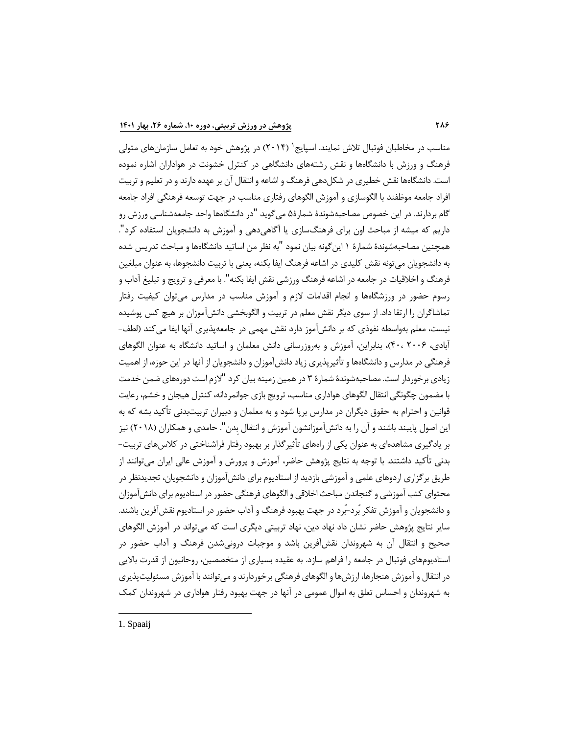مناسب در مخاطبان فوتبال تلاش نمایند. اسپایچ[1] (۲۰۱۴) در پژوهش خود به تعامل سازمان‌های متولی فرهنگ و ورزش با دانشگاه‌ها و نقش رشته‌های دانشگاهی در کنترل خشونت در هواداران اشاره نموده است. دانشگاه‌ها نقش خطیری در شکل‌دهی فرهنگ و اشاعه و انتقال آن بر عهده دارند و در تعلیم و تربیت افراد جامعه موظفند با الگوسازی و آموزش الگوهای رفتاری مناسب در جهت توسعه فرهنگی افراد جامعه گام بردارند. در این خصوص مصاحبه‌شوندهٔ شمارهٔ۵ می‌گوید "در دانشگاه‌ها واحد جامعه‌شناسی ورزش رو داریم که میشه از مباحث اون برای فرهنگ‌سازی یا آگاهی‌دهی و آموزش به دانشجویان استفاده کرد". همچنین مصاحبه‌شوندهٔ شمارهٔ ۱ این‌گونه بیان نمود "به نظر من اساتید دانشگاه‌ها و مباحث تدریس شده به دانشجویان می‌تونه نقش کلیدی در اشاعه فرهنگ ایفا بکنه، یعنی با تربیت دانشجوها، به عنوان مبلغین فرهنگ و اخلاقیات در جامعه در اشاعه فرهنگ ورزشی نقش ایفا بکنه". با معرفی و ترویج و تبلیغ آداب و رسوم حضور در ورزشگاه‌ها و انجام اقدامات لازم و آموزش مناسب در مدارس می‌توان کیفیت رفتار تماشاگران را ارتقا داد. از سوی دیگر نقش معلم در تربیت و الگوبخشی دانش‌آموزان بر هیچ کس پوشیده نیست، معلم به‌واسطه نفوذی که بر دانش‌آموز دارد نقش مهمی در جامعه‌پذیری آنها ایفا می‌کند (لطف‌آبادی، ۲۰۰۶، ۴۰)، بنابراین، آموزش و به‌روزرسانی دانش معلمان و اساتید دانشگاه به عنوان الگوهای فرهنگی در مدارس و دانشگاه‌ها و تأثیرپذیری زیاد دانش‌آموزان و دانشجویان از آنها در این حوزه، از اهمیت زیادی برخوردار است. مصاحبه‌شوندهٔ شمارهٔ ۳ در همین زمینه بیان کرد "لازم است دوره‌های ضمن خدمت با مضمون چگونگی انتقال الگوهای هواداری مناسب، ترویج بازی جوانمردانه، کنترل هیجان و خشم، رعایت قوانین و احترام به حقوق دیگران در مدارس برپا شود و به معلمان و دبیران تربیت‌بدنی تأکید بشه که به این اصول پایبند باشند و آن را به دانش‌آموزانشون آموزش و انتقال بدن". حامدی و همکاران (۲۰۱۸) نیز بر یادگیری مشاهده‌ای به عنوان یکی از راه‌های تأثیرگذار بر بهبود رفتار فراشناختی در کلاس‌های تربیت‌بدنی تأکید داشتند. با توجه به نتایج پژوهش حاضر، آموزش و پرورش و آموزش عالی ایران می‌توانند از طریق برگزاری اردوهای علمی و آموزشی بازدید از استادیوم برای دانش‌آموزان و دانشجویان، تجدیدنظر در محتوای کتب آموزشی و گنجاندن مباحث اخلاقی و الگوهای فرهنگی حضور در استادیوم برای دانش‌آموزان و دانشجویان و آموزش تفکر بُرد-بُرد در جهت بهبود فرهنگ و آداب حضور در استادیوم نقش‌آفرین باشند. سایر نتایج پژوهش حاضر نشان داد نهاد دین، نهاد تربیتی دیگری است که می‌تواند در آموزش الگوهای صحیح و انتقال آن به شهروندان نقش‌آفرین باشد و موجبات درونی‌شدن فرهنگ و آداب حضور در استادیوم‌های فوتبال در جامعه را فراهم سازد. به عقیده بسیاری از متخصصین، روحانیون از قدرت بالایی در انتقال و آموزش هنجارها، ارزش‌ها و الگوهای فرهنگی برخوردارند و می‌توانند با آموزش مسئولیت‌پذیری به شهروندان و احساس تعلق به اموال عمومی در آنها در جهت بهبود رفتار هواداری در شهروندان کمک

---

1. Spaaij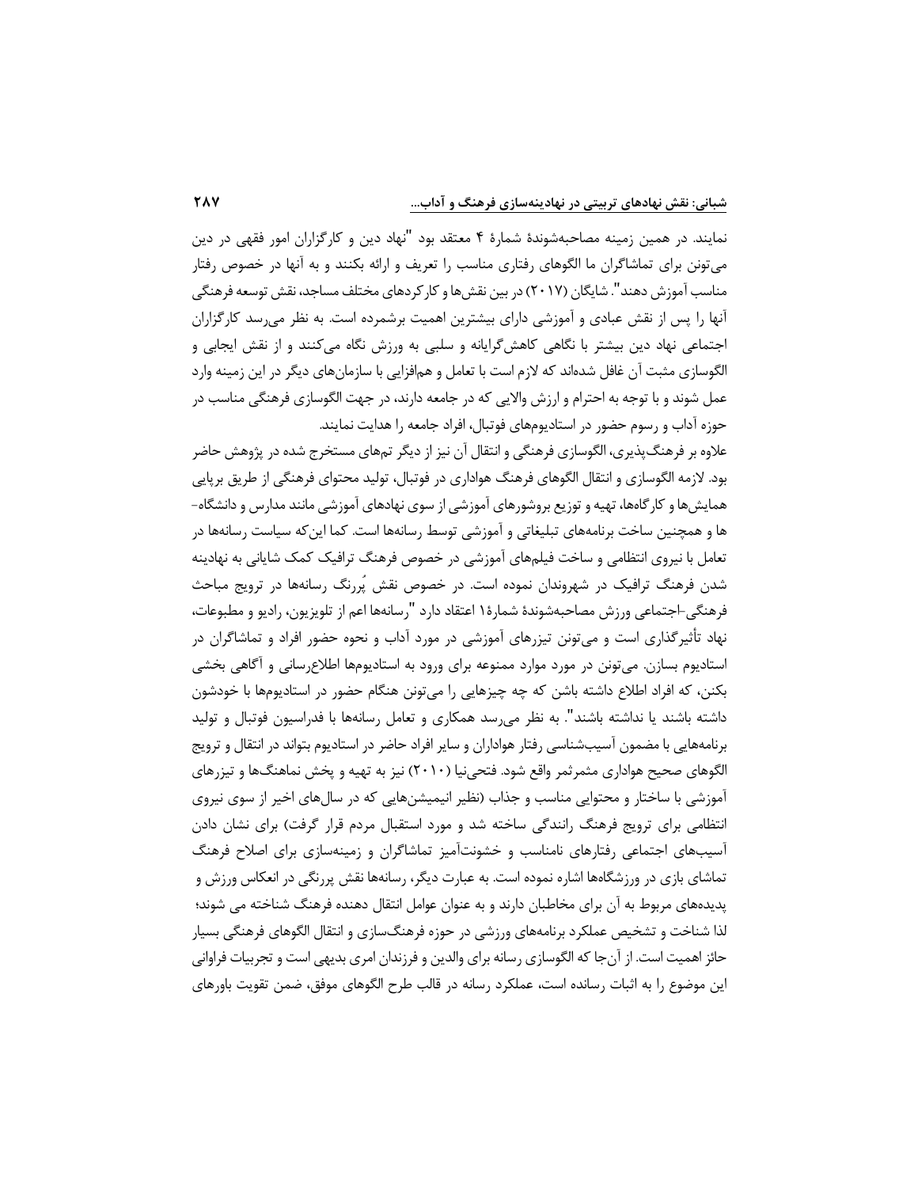نمایند. در همین زمینه مصاحبه‌شوندهٔ شمارهٔ ۴ معتقد بود "نهاد دین و کارگزاران امور فقهی در دین می‌تونن برای تماشاگران ما الگوهای رفتاری مناسب را تعریف و ارائه بکنند و به آنها در خصوص رفتار مناسب آموزش دهند". شایگان (۲۰۱۷) در بین نقش‌ها و کارکردهای مختلف مساجد، نقش توسعه فرهنگی آنها را پس از نقش عبادی و آموزشی دارای بیشترین اهمیت برشمرده است. به نظر می‌رسد کارگزاران اجتماعی نهاد دین بیشتر با نگاهی کاهش‌گرایانه و سلبی به ورزش نگاه می‌کنند و از نقش ایجابی و الگوسازی مثبت آن غافل شده‌اند که لازم است با تعامل و هم‌افزایی با سازمان‌های دیگر در این زمینه وارد عمل شوند و با توجه به احترام و ارزش والایی که در جامعه دارند، در جهت الگوسازی فرهنگی مناسب در حوزه آداب و رسوم حضور در استادیوم‌های فوتبال، افراد جامعه را هدایت نمایند.

علاوه بر فرهنگ‌پذیری، الگوسازی فرهنگی و انتقال آن نیز از دیگر تم‌های مستخرج شده در پژوهش حاضر بود. لازمه الگوسازی و انتقال الگوهای فرهنگ هواداری در فوتبال، تولید محتوای فرهنگی از طریق برپایی همایش‌ها و کارگاه‌ها، تهیه و توزیع بروشورهای آموزشی از سوی نهادهای آموزشی مانند مدارس و دانشگاه‌ها و همچنین ساخت برنامه‌های تبلیغاتی و آموزشی توسط رسانه‌ها است. کما این‌که سیاست رسانه‌ها در تعامل با نیروی انتظامی و ساخت فیلم‌های آموزشی در خصوص فرهنگ ترافیک کمک شایانی به نهادینه شدن فرهنگ ترافیک در شهروندان نموده است. در خصوص نقش پُررنگ رسانه‌ها در ترویج مباحث فرهنگی-اجتماعی ورزش مصاحبه‌شوندهٔ شمارهٔ۱ اعتقاد دارد "رسانه‌ها اعم از تلویزیون، رادیو و مطبوعات، نهاد تأثیرگذاری است و می‌تونن تیزرهای آموزشی در مورد آداب و نحوه حضور افراد و تماشاگران در استادیوم بسازن. می‌تونن در مورد موارد ممنوعه برای ورود به استادیوم‌ها اطلاع‌رسانی و آگاهی بخشی بکنن، که افراد اطلاع داشته باشن که چه چیزهایی را می‌تونن هنگام حضور در استادیوم‌ها با خودشون داشته باشند یا نداشته باشند". به نظر می‌رسد همکاری و تعامل رسانه‌ها با فدراسیون فوتبال و تولید برنامه‌هایی با مضمون آسیب‌شناسی رفتار هواداران و سایر افراد حاضر در استادیوم بتواند در انتقال و ترویج الگوهای صحیح هواداری مثمرثمر واقع شود. فتحی‌نیا (۲۰۱۰) نیز به تهیه و پخش نماهنگ‌ها و تیزرهای آموزشی با ساختار و محتوایی مناسب و جذاب (نظیر انیمیشن‌هایی که در سال‌های اخیر از سوی نیروی انتظامی برای ترویج فرهنگ رانندگی ساخته شد و مورد استقبال مردم قرار گرفت) برای نشان دادن آسیب‌های اجتماعی رفتارهای نامناسب و خشونت‌آمیز تماشاگران و زمینه‌سازی برای اصلاح فرهنگ تماشای بازی در ورزشگاه‌ها اشاره نموده است. به عبارت دیگر، رسانه‌ها نقش پررنگی در انعکاس ورزش و پدیده‌های مربوط به آن برای مخاطبان دارند و به عنوان عوامل انتقال دهنده فرهنگ شناخته می شوند؛ لذا شناخت و تشخیص عملکرد برنامه‌های ورزشی در حوزه فرهنگ‌سازی و انتقال الگوهای فرهنگی بسیار حائز اهمیت است. از آن‌جا که الگوسازی رسانه برای والدین و فرزندان امری بدیهی است و تجربیات فراوانی این موضوع را به اثبات رسانده است، عملکرد رسانه در قالب طرح الگوهای موفق، ضمن تقویت باورهای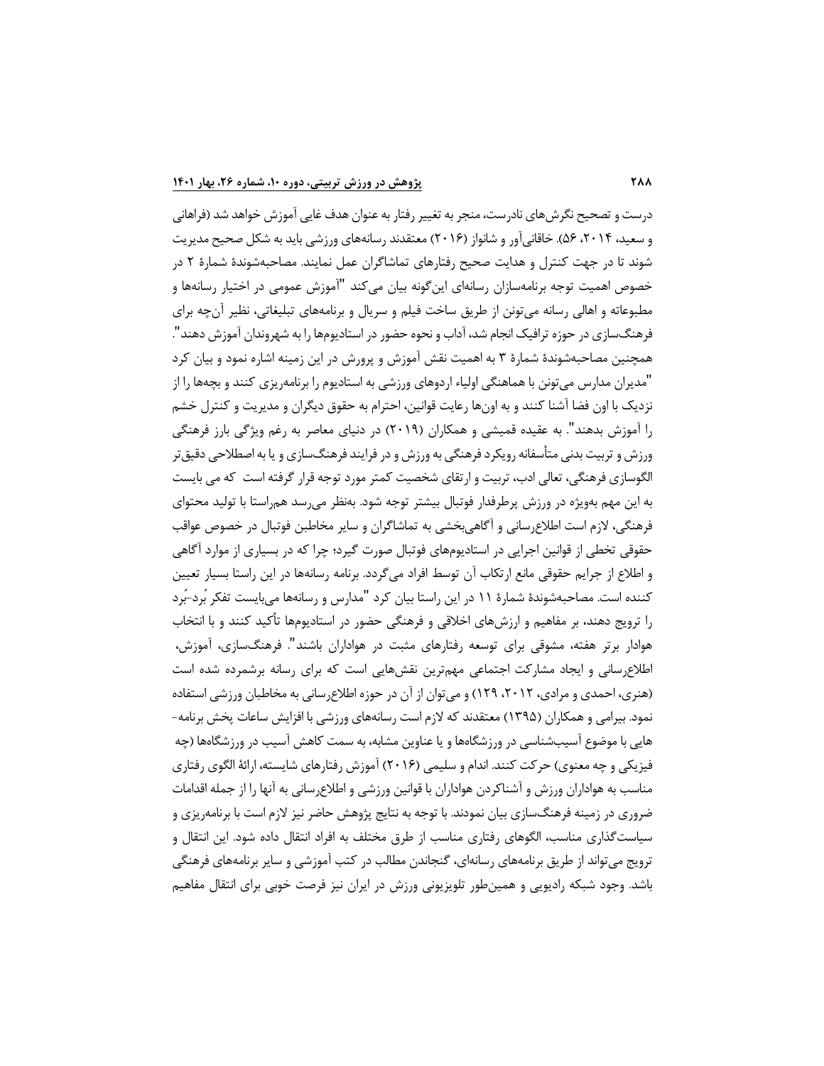درست و تصحیح نگرش‌های نادرست، منجر به تغییر رفتار به عنوان هدف غایی آموزش خواهد شد (فراهانی و سعید، ۲۰۱۴، ۵۶). خاقانی‌آور و شانواز (۲۰۱۶) معتقدند رسانه‌های ورزشی باید به شکل صحیح مدیریت شوند تا در جهت کنترل و هدایت صحیح رفتارهای تماشاگران عمل نمایند. مصاحبه‌شوندهٔ شمارهٔ ۲ در خصوص اهمیت توجه برنامه‌سازان رسانه‌ای این‌گونه بیان می‌کند "آموزش عمومی در اختیار رسانه‌ها و مطبوعاته و اهالی رسانه می‌تونن از طریق ساخت فیلم و سریال و برنامه‌های تبلیغاتی، نظیر آن‌چه برای فرهنگ‌سازی در حوزه ترافیک انجام شد، آداب و نحوه حضور در استادیوم‌ها را به شهروندان آموزش دهند". همچنین مصاحبه‌شوندهٔ شمارهٔ ۳ به اهمیت نقش آموزش و پرورش در این زمینه اشاره نمود و بیان کرد "مدیران مدارس می‌تونن با هماهنگی اولیاء اردوهای ورزشی به استادیوم را برنامه‌ریزی کنند و بچه‌ها را از نزدیک با اون فضا آشنا کنند و به اون‌ها رعایت قوانین، احترام به حقوق دیگران و مدیریت و کنترل خشم را آموزش بدهند". به عقیده قمیشی و همکاران (۲۰۱۹) در دنیای معاصر به رغم ویژگی بارز فرهنگی ورزش و تربیت بدنی متأسفانه رویکرد فرهنگی به ورزش و در فرایند فرهنگ‌سازی و یا به اصطلاحی دقیق‌تر الگوسازی فرهنگی، تعالی ادب، تربیت و ارتقای شخصیت کمتر مورد توجه قرار گرفته است که می بایست به این مهم به‌ویژه در ورزش پرطرفدار فوتبال بیشتر توجه شود. به‌نظر می‌رسد هم‌راستا با تولید محتوای فرهنگی، لازم است اطلاع‌رسانی و آگاهی‌بخشی به تماشاگران و سایر مخاطبن فوتبال در خصوص عواقب حقوقی تخطی از قوانین اجرایی در استادیوم‌های فوتبال صورت گیرد؛ چرا که در بسیاری از موارد آگاهی و اطلاع از جرایم حقوقی مانع ارتکاب آن توسط افراد می‌گردد. برنامه رسانه‌ها در این راستا بسیار تعیین کننده است. مصاحبه‌شوندهٔ شمارهٔ ۱۱ در این راستا بیان کرد "مدارس و رسانه‌ها می‌بایست تفکر بُرد-بُرد را ترویج دهند، بر مفاهیم و ارزش‌های اخلاقی و فرهنگی حضور در استادیوم‌ها تأکید کنند و با انتخاب هوادار برتر هفته، مشوقی برای توسعه رفتارهای مثبت در هواداران باشند". فرهنگ‌سازی، آموزش، اطلاع‌رسانی و ایجاد مشارکت اجتماعی مهم‌ترین نقش‌هایی است که برای رسانه برشمرده شده است (هنری، احمدی و مرادی، ۲۰۱۲، ۱۲۹) و می‌توان از آن در حوزه اطلاع‌رسانی به مخاطبان ورزشی استفاده نمود. بیرامی و همکاران (۱۳۹۵) معتقدند که لازم است رسانه‌های ورزشی با افزایش ساعات پخش برنامه-هایی با موضوع آسیب‌شناسی در ورزشگاه‌ها و یا عناوین مشابه، به سمت کاهش آسیب در ورزشگاه‌ها (چه فیزیکی و چه معنوی) حرکت کنند. اندام و سلیمی (۲۰۱۶) آموزش رفتارهای شایسته، ارائهٔ الگوی رفتاری مناسب به هواداران ورزش و آشناکردن هواداران با قوانین ورزشی و اطلاع‌رسانی به آنها را از جمله اقدامات ضروری در زمینه فرهنگ‌سازی بیان نمودند. با توجه به نتایج پژوهش حاضر نیز لازم است با برنامه‌ریزی و سیاست‌گذاری مناسب، الگوهای رفتاری مناسب از طرق مختلف به افراد انتقال داده شود. این انتقال و ترویج می‌تواند از طریق برنامه‌های رسانه‌ای، گنجاندن مطالب در کتب آموزشی و سایر برنامه‌های فرهنگی باشد. وجود شبکه رادیویی و همین‌طور تلویزیونی ورزش در ایران نیز فرصت خوبی برای انتقال مفاهیم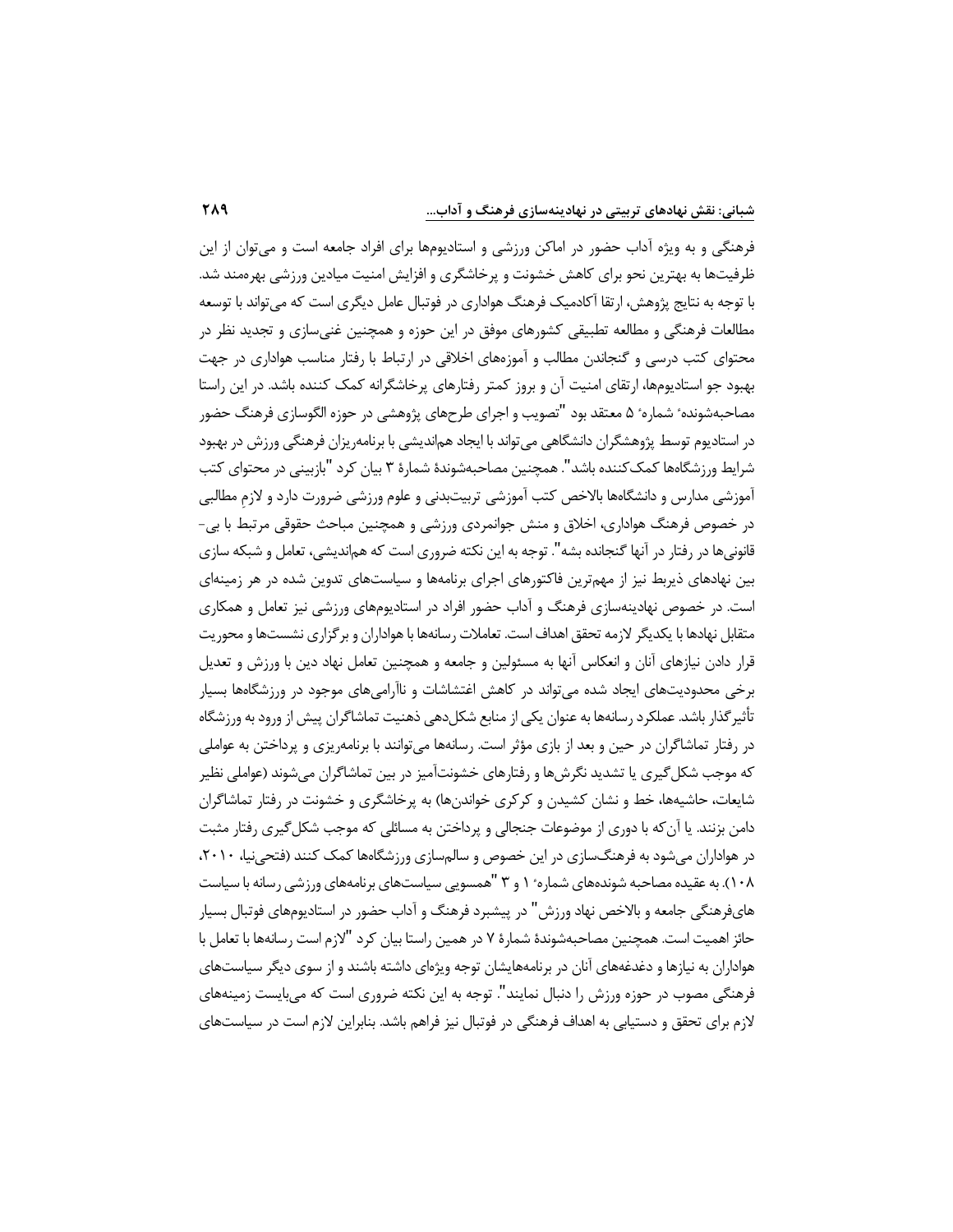فرهنگی و به ویژه آداب حضور در اماکن ورزشی و استادیوم‌ها برای افراد جامعه است و می‌توان از این ظرفیت‌ها به بهترین نحو برای کاهش خشونت و پرخاشگری و افزایش امنیت میادین ورزشی بهره‌مند شد. با توجه به نتایج پژوهش، ارتقا آکادمیک فرهنگ هواداری در فوتبال عامل دیگری است که می‌تواند با توسعه مطالعات فرهنگی و مطالعه تطبیقی کشورهای موفق در این حوزه و همچنین غنی‌سازی و تجدید نظر در محتوای کتب درسی و گنجاندن مطالب و آموزه‌های اخلاقی در ارتباط با رفتار مناسب هواداری در جهت بهبود جو استادیوم‌ها، ارتقای امنیت آن و بروز کمتر رفتارهای پرخاشگرانه کمک کننده باشد. در این راستا مصاحبه‌شوندهٔ شمارهٔ ۵ معتقد بود "تصویب و اجرای طرح‌های پژوهشی در حوزه الگوسازی فرهنگ حضور در استادیوم توسط پژوهشگران دانشگاهی می‌تواند با ایجاد هم‌اندیشی با برنامه‌ریزان فرهنگی ورزش در بهبود شرایط ورزشگاه‌ها کمک‌کننده باشد". همچنین مصاحبه‌شوندهٔ شمارهٔ ۳ بیان کرد "بازبینی در محتوای کتب آموزشی مدارس و دانشگاه‌ها بالاخص کتب آموزشی تربیت‌بدنی و علوم ورزشی ضرورت دارد و لازمِ مطالبی در خصوص فرهنگ هواداری، اخلاق و منش جوانمردی ورزشی و همچنین مباحث حقوقی مرتبط با بی‌قانونی‌ها در رفتار در آنها گنجانده بشه". توجه به این نکته ضروری است که هم‌اندیشی، تعامل و شبکه سازی بین نهادهای ذیربط نیز از مهم‌ترین فاکتورهای اجرای برنامه‌ها و سیاست‌های تدوین شده در هر زمینه‌ای است. در خصوص نهادینه‌سازی فرهنگ و آداب حضور افراد در استادیوم‌های ورزشی نیز تعامل و همکاری متقابل نهادها با یکدیگر لازمه تحقق اهداف است. تعاملات رسانه‌ها با هواداران و برگزاری نشست‌ها و محوریت قرار دادن نیازهای آنان و انعکاس آنها به مسئولین و جامعه و همچنین تعامل نهاد دین با ورزش و تعدیل برخی محدودیت‌های ایجاد شده می‌تواند در کاهش اغتشاشات و ناآرامی‌های موجود در ورزشگاه‌ها بسیار تأثیرگذار باشد. عملکرد رسانه‌ها به عنوان یکی از منابع شکل‌دهی ذهنیت تماشاگران پیش از ورود به ورزشگاه در رفتار تماشاگران در حین و بعد از بازی مؤثر است. رسانه‌ها می‌توانند با برنامه‌ریزی و پرداختن به عواملی که موجب شکل‌گیری یا تشدید نگرش‌ها و رفتارهای خشونت‌آمیز در بین تماشاگران می‌شوند (عواملی نظیر شایعات، حاشیه‌ها، خط و نشان کشیدن و کرکری خواندن‌ها) به پرخاشگری و خشونت در رفتار تماشاگران دامن بزنند. یا آن‌که با دوری از موضوعات جنجالی و پرداختن به مسائلی که موجب شکل‌گیری رفتار مثبت در هواداران می‌شود به فرهنگ‌سازی در این خصوص و سالم‌سازی ورزشگاه‌ها کمک کنند (فتحی‌نیا، ۲۰۱۰، ۱۰۸). به عقیده مصاحبه شونده‌های شمارهٔ ۱ و ۳ "همسویی سیاست‌های برنامه‌های ورزشی رسانه با سیاست های‌فرهنگی جامعه و بالاخص نهاد ورزش" در پیشبرد فرهنگ و آداب حضور در استادیوم‌های فوتبال بسیار حائز اهمیت است. همچنین مصاحبه‌شوندهٔ شمارهٔ ۷ در همین راستا بیان کرد "لازم است رسانه‌ها با تعامل با هواداران به نیازها و دغدغه‌های آنان در برنامه‌هایشان توجه ویژه‌ای داشته باشند و از سوی دیگر سیاست‌های فرهنگی مصوب در حوزه ورزش را دنبال نمایند". توجه به این نکته ضروری است که می‌بایست زمینه‌های لازم برای تحقق و دستیابی به اهداف فرهنگی در فوتبال نیز فراهم باشد. بنابراین لازم است در سیاست‌های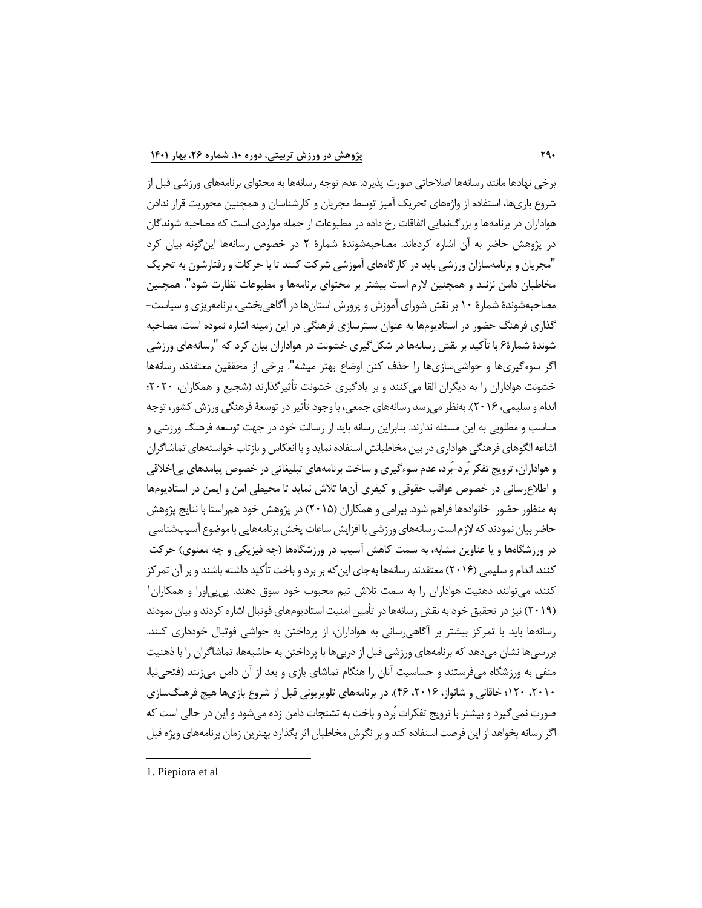برخی نهادها مانند رسانه‌ها اصلاحاتی صورت پذیرد. عدم توجه رسانه‌ها به محتوای برنامه‌های ورزشی قبل از شروع بازی‌ها، استفاده از واژه‌های تحریک آمیز توسط مجریان و کارشناسان و همچنین محوریت قرار ندادن هواداران در برنامه‌ها و بزرگ‌نمایی اتفاقات رخ داده در مطبوعات از جمله مواردی است که مصاحبه شوندگان در پژوهش حاضر به آن اشاره کرده‌اند. مصاحبه‌شوندهٔ شمارهٔ ۲ در خصوص رسانه‌ها این‌گونه بیان کرد "مجریان و برنامه‌سازان ورزشی باید در کارگاه‌های آموزشی شرکت کنند تا با حرکات و رفتارشون به تحریک مخاطبان دامن نزنند و همچنین لازم است بیشتر بر محتوای برنامه‌ها و مطبوعات نظارت شود". همچنین مصاحبه‌شوندهٔ شمارهٔ ۱۰ بر نقش شورای آموزش و پرورش استان‌ها در آگاهی‌بخشی، برنامه‌ریزی و سیاست-گذاری فرهنگ حضور در استادیوم‌ها به عنوان بسترسازی فرهنگی در این زمینه اشاره نموده است. مصاحبه شوندهٔ شمارهٔ۶ با تأکید بر نقش رسانه‌ها در شکل‌گیری خشونت در هواداران بیان کرد که "رسانه‌های ورزشی اگر سوءگیری‌ها و حواشی‌سازی‌ها را حذف کنن اوضاع بهتر میشه". برخی از محققین معتقدند رسانه‌ها خشونت هواداران را به دیگران القا می‌کنند و بر یادگیری خشونت تأثیرگذارند (شجیع و همکاران، ۲۰۲۰؛ اندام و سلیمی، ۲۰۱۶). به‌نظر می‌رسد رسانه‌های جمعی، با وجود تأثیر در توسعهٔ فرهنگی ورزش کشور، توجه مناسب و مطلوبی به این مسئله ندارند. بنابراین رسانه باید از رسالت خود در جهت توسعه فرهنگ ورزشی و اشاعه الگوهای فرهنگی هواداری در بین مخاطبانش استفاده نماید و با انعکاس و بازتاب خواسته‌های تماشاگران و هواداران، ترویج تفکر بُرد-بُرد، عدم سوءگیری و ساخت برنامه‌های تبلیغاتی در خصوص پیامدهای بی‌اخلاقی و اطلاع‌رسانی در خصوص عواقب حقوقی و کیفری آن‌ها تلاش نماید تا محیطی امن و ایمن در استادیوم‌ها به منظور حضور خانواده‌ها فراهم شود. بیرامی و همکاران (۲۰۱۵) در پژوهش خود هم‌راستا با نتایج پژوهش حاضر بیان نمودند که لازم است رسانه‌های ورزشی با افزایش ساعات پخش برنامه‌هایی با موضوع آسیب‌شناسی در ورزشگاه‌ها و یا عناوین مشابه، به سمت کاهش آسیب در ورزشگاه‌ها (چه فیزیکی و چه معنوی) حرکت کنند. اندام و سلیمی (۲۰۱۶) معتقدند رسانه‌ها به‌جای این‌که بر برد و باخت تأکید داشته باشند و بر آن تمرکز کنند، می‌توانند ذهنیت هواداران را به سمت تلاش تیم محبوب خود سوق دهند. پی‌پی‌اورا و همکاران[1] (۲۰۱۹) نیز در تحقیق خود به نقش رسانه‌ها در تأمین امنیت استادیوم‌های فوتبال اشاره کردند و بیان نمودند رسانه‌ها باید با تمرکز بیشتر بر آگاهی‌رسانی به هواداران، از پرداختن به حواشی فوتبال خودداری کنند. بررسی‌ها نشان می‌دهد که برنامه‌های ورزشی قبل از دربی‌ها با پرداختن به حاشیه‌ها، تماشاگران را با ذهنیت منفی به ورزشگاه می‌فرستند و حساسیت آنان را هنگام تماشای بازی و بعد از آن دامن می‌زنند (فتحی‌نیا، ۲۰۱۰، ۱۲۰؛ خاقانی و شانواز، ۲۰۱۶، ۴۶). در برنامه‌های تلویزیونی قبل از شروع بازی‌ها هیچ فرهنگ‌سازی صورت نمی‌گیرد و بیشتر با ترویج تفکرات بُرد و باخت به تشنجات دامن زده می‌شود و این در حالی است که اگر رسانه بخواهد از این فرصت استفاده کند و بر نگرش مخاطبان اثر بگذارد بهترین زمان برنامه‌های ویژه قبل

---

1. Piepiora et al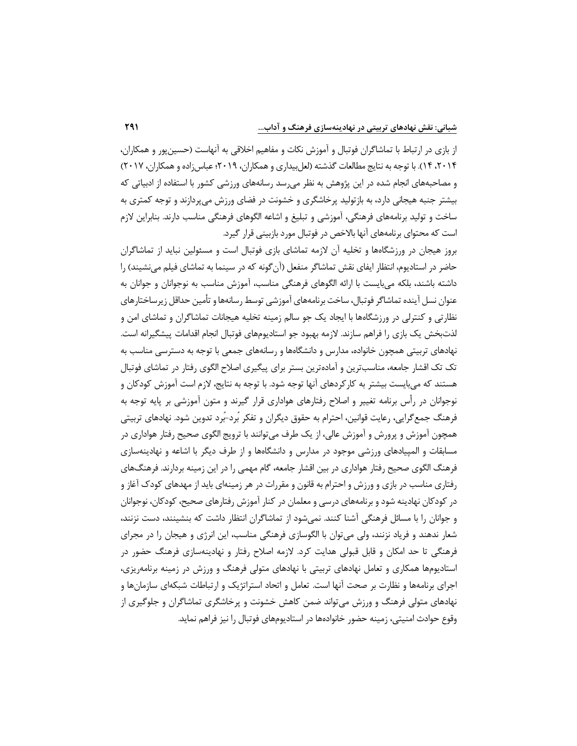از بازی در ارتباط با تماشاگران فوتبال و آموزش نکات و مفاهیم اخلاقی به آنهاست (حسین‌پور و همکاران، ۲۰۱۴، ۱۴). با توجه به نتایج مطالعات گذشته (لعل‌بیداری و همکاران، ۲۰۱۹؛ عباس‌زاده و همکاران، ۲۰۱۷) و مصاحبه‌های انجام شده در این پژوهش به نظر می‌رسد رسانه‌های ورزشی کشور با استفاده از ادبیاتی که بیشتر جنبه هیجانی دارد، به بازتولید پرخاشگری و خشونت در فضای ورزش می‌پردازند و توجه کمتری به ساخت و تولید برنامه‌های فرهنگی، آموزشی و تبلیغ و اشاعه الگوهای فرهنگی مناسب دارند. بنابراین لازم است که محتوای برنامه‌های آنها بالاخص در فوتبال مورد بازبینی قرار گیرد.

بروز هیجان در ورزشگاه‌ها و تخلیه آن لازمه تماشای بازی فوتبال است و مسئولین نباید از تماشاگران حاضر در استادیوم، انتظار ایفای نقش تماشاگر منفعل (آن‌گونه که در سینما به تماشای فیلم می‌نشینند) را داشته باشند، بلکه می‌بایست با ارائه الگوهای فرهنگی مناسب، آموزش مناسب به نوجوانان و جوانان به عنوان نسل آینده تماشاگر فوتبال، ساخت برنامه‌های آموزشی توسط رسانه‌ها و تأمین حداقل زیرساخت‌های نظارتی و کنترلی در ورزشگاه‌ها با ایجاد یک جو سالم زمینه تخلیه هیجانات تماشاگران و تماشای امن و لذت‌بخش یک بازی را فراهم سازند. لازمه بهبود جو استادیوم‌های فوتبال انجام اقدامات پیشگیرانه است. نهادهای تربیتی همچون خانواده، مدارس و دانشگاه‌ها و رسانه‌های جمعی با توجه به دسترسی مناسب به تک تک اقشار جامعه، مناسب‌ترین و آماده‌ترین بستر برای پیگیری اصلاح الگوی رفتار در تماشای فوتبال هستند که می‌بایست بیشتر به کارکردهای آنها توجه شود. با توجه به نتایج، لازم است آموزش کودکان و نوجوانان در رأس برنامه تغییر و اصلاح رفتارهای هواداری قرار گیرند و متون آموزشی بر پایه توجه به فرهنگ جمع‌گرایی، رعایت قوانین، احترام به حقوق دیگران و تفکر بُرد-بُرد تدوین شود. نهادهای تربیتی همچون آموزش و پرورش و آموزش عالی، از یک طرف می‌توانند با ترویج الگوی صحیح رفتار هواداری در مسابقات و المپیادهای ورزشی موجود در مدارس و دانشگاه‌ها و از طرف دیگر با اشاعه و نهادینه‌سازی فرهنگ الگوی صحیح رفتار هواداری در بین اقشار جامعه، گام مهمی را در این زمینه بردارند. فرهنگ‌های رفتاری مناسب در بازی و ورزش و احترام به قانون و مقررات در هر زمینه‌ای باید از مهدهای کودک آغاز و در کودکان نهادینه شود و برنامه‌های درسی و معلمان در کنار آموزش رفتارهای صحیح، کودکان، نوجوانان و جوانان را با مسائل فرهنگی آشنا کنند. نمی‌شود از تماشاگران انتظار داشت که بنشینند، دست نزنند، شعار ندهند و فریاد نزنند، ولی می‌توان با الگوسازی فرهنگی مناسب، این انرژی و هیجان را در مجرای فرهنگی تا حد امکان و قابل قبولی هدایت کرد. لازمه اصلاح رفتار و نهادینه‌سازی فرهنگ حضور در استادیوم‌ها همکاری و تعامل نهادهای تربیتی با نهادهای متولی فرهنگ و ورزش در زمینه برنامه‌ریزی، اجرای برنامه‌ها و نظارت بر صحت آنها است. تعامل و اتحاد استراتژیک و ارتباطات شبکه‌ای سازمان‌ها و نهادهای متولی فرهنگ و ورزش می‌تواند ضمن کاهش خشونت و پرخاشگری تماشاگران و جلوگیری از وقوع حوادث امنیتی، زمینه حضور خانواده‌ها در استادیوم‌های فوتبال را نیز فراهم نماید.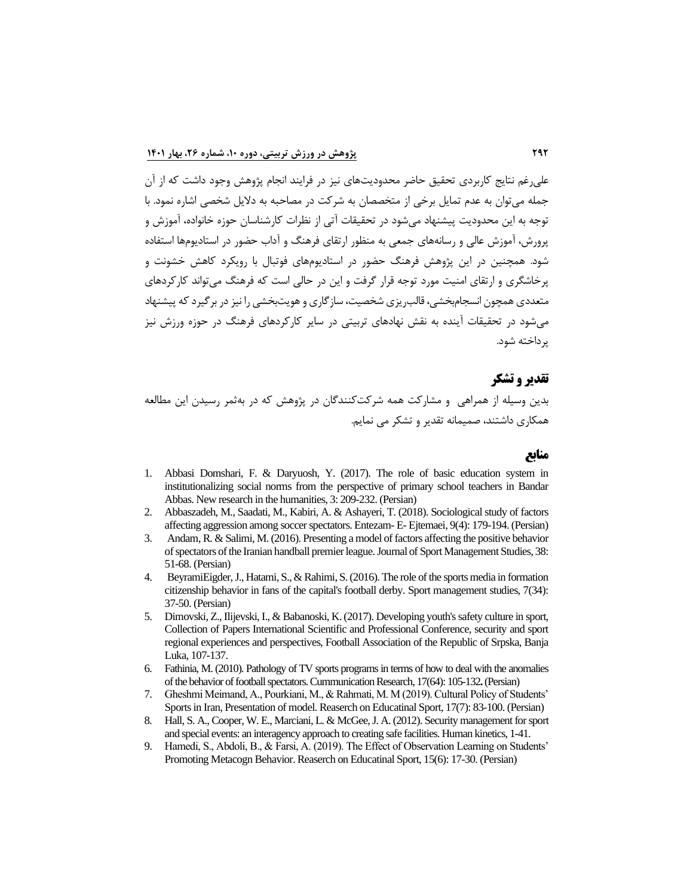علی‌رغم نتایج کاربردی تحقیق حاضر محدودیت‌های نیز در فرایند انجام پژوهش وجود داشت که از آن جمله می‌توان به عدم تمایل برخی از متخصصان به شرکت در مصاحبه به دلایل شخصی اشاره نمود. با توجه به این محدودیت پیشنهاد می‌شود در تحقیقات آتی از نظرات کارشناسان حوزه خانواده، آموزش و پرورش، آموزش عالی و رسانه‌های جمعی به منظور ارتقای فرهنگ و آداب حضور در استادیوم‌ها استفاده شود. همچنین در این پژوهش فرهنگ حضور در استادیوم‌های فوتبال با رویکرد کاهش خشونت و پرخاشگری و ارتقای امنیت مورد توجه قرار گرفت و این در حالی است که فرهنگ می‌تواند کارکردهای متعددی همچون انسجام‌بخشی، قالب‌ریزی شخصیت، سازگاری و هویت‌بخشی را نیز در برگیرد که پیشنهاد می‌شود در تحقیقات آینده به نقش نهادهای تربیتی در سایر کارکردهای فرهنگ در حوزه ورزش نیز پرداخته شود.

## تقدیر و تشکر

بدین وسیله از همراهی و مشارکت همه شرکت‌کنندگان در پژوهش که در به‌ثمر رسیدن این مطالعه همکاری داشتند، صمیمانه تقدیر و تشکر می نمایم.

## منابع

1. Abbasi Domshari, F. & Daryuosh, Y. (2017). The role of basic education system in institutionalizing social norms from the perspective of primary school teachers in Bandar Abbas. New research in the humanities, 3: 209-232. (Persian)
2. Abbaszadeh, M., Saadati, M., Kabiri, A. & Ashayeri, T. (2018). Sociological study of factors affecting aggression among soccer spectators. Entezam- E- Ejtemaei, 9(4): 179-194. (Persian)
3. Andam, R. & Salimi, M. (2016). Presenting a model of factors affecting the positive behavior of spectators of the Iranian handball premier league. Journal of Sport Management Studies, 38: 51-68. (Persian)
4. BeyramiEigder, J., Hatami, S., & Rahimi, S. (2016). The role of the sports media in formation citizenship behavior in fans of the capital's football derby. Sport management studies, 7(34): 37-50. (Persian)
5. Dimovski, Z., Ilijevski, I., & Babanoski, K. (2017). Developing youth's safety culture in sport, Collection of Papers International Scientific and Professional Conference, security and sport regional experiences and perspectives, Football Association of the Republic of Srpska, Banja Luka, 107-137.
6. Fathinia, M. (2010). Pathology of TV sports programs in terms of how to deal with the anomalies of the behavior of football spectators. Cummunication Research, 17(64): 105-132. (Persian)
7. Gheshmi Meimand, A., Pourkiani, M., & Rahmati, M. M (2019). Cultural Policy of Students' Sports in Iran, Presentation of model. Reaserch on Educatinal Sport, 17(7): 83-100. (Persian)
8. Hall, S. A., Cooper, W. E., Marciani, L. & McGee, J. A. (2012). Security management for sport and special events: an interagency approach to creating safe facilities. Human kinetics, 1-41.
9. Hamedi, S., Abdoli, B., & Farsi, A. (2019). The Effect of Observation Learning on Students' Promoting Metacogn Behavior. Reaserch on Educatinal Sport, 15(6): 17-30. (Persian)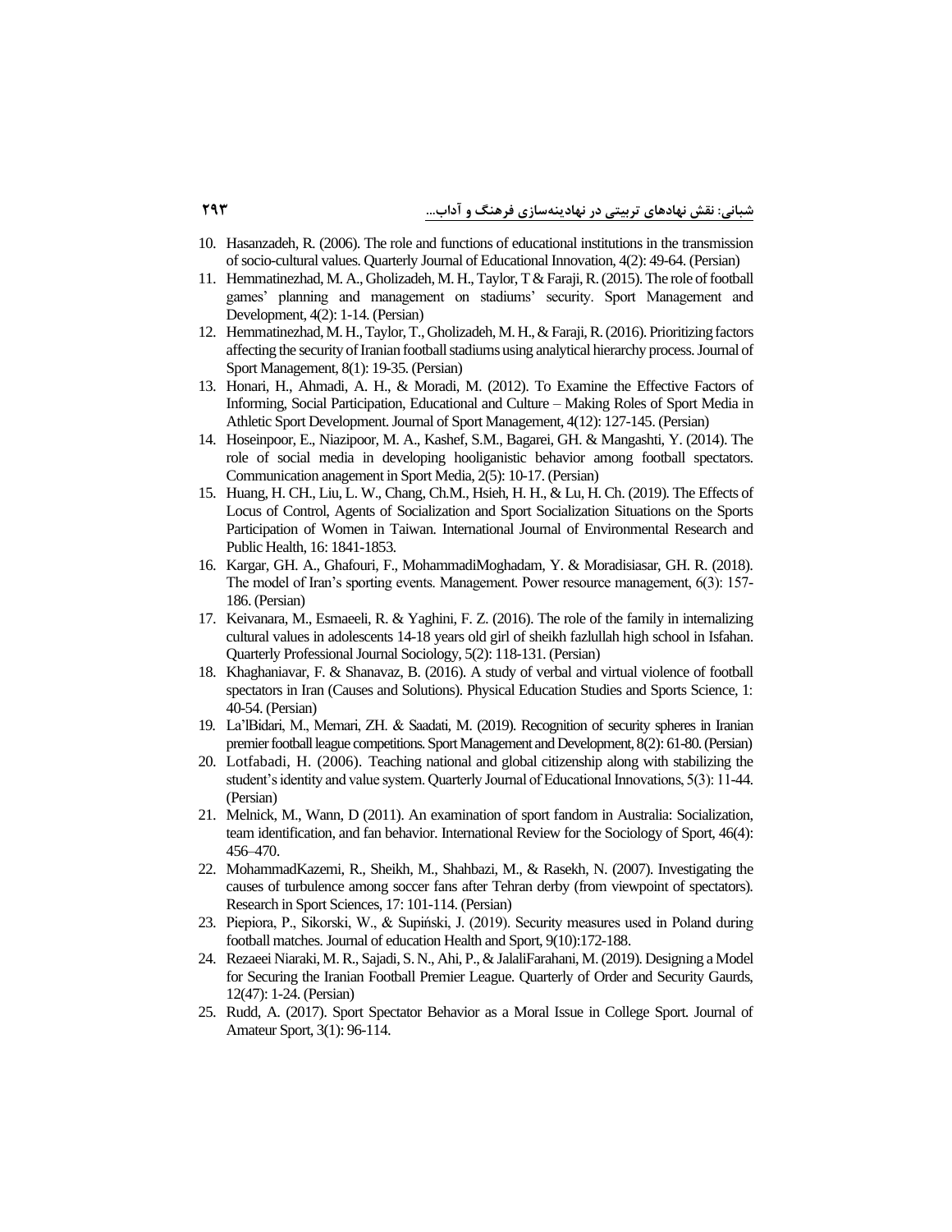10. Hasanzadeh, R. (2006). The role and functions of educational institutions in the transmission of socio-cultural values. Quarterly Journal of Educational Innovation, 4(2): 49-64. (Persian)
11. Hemmatinezhad, M. A., Gholizadeh, M. H., Taylor, T & Faraji, R. (2015). The role of football games' planning and management on stadiums' security. Sport Management and Development, 4(2): 1-14. (Persian)
12. Hemmatinezhad, M. H., Taylor, T., Gholizadeh, M. H., & Faraji, R. (2016). Prioritizing factors affecting the security of Iranian football stadiums using analytical hierarchy process. Journal of Sport Management, 8(1): 19-35. (Persian)
13. Honari, H., Ahmadi, A. H., & Moradi, M. (2012). To Examine the Effective Factors of Informing, Social Participation, Educational and Culture – Making Roles of Sport Media in Athletic Sport Development. Journal of Sport Management, 4(12): 127-145. (Persian)
14. Hoseinpoor, E., Niazipoor, M. A., Kashef, S.M., Bagarei, GH. & Mangashti, Y. (2014). The role of social media in developing hooliganistic behavior among football spectators. Communication anagement in Sport Media, 2(5): 10-17. (Persian)
15. Huang, H. CH., Liu, L. W., Chang, Ch.M., Hsieh, H. H., & Lu, H. Ch. (2019). The Effects of Locus of Control, Agents of Socialization and Sport Socialization Situations on the Sports Participation of Women in Taiwan. International Journal of Environmental Research and Public Health, 16: 1841-1853.
16. Kargar, GH. A., Ghafouri, F., MohammadiMoghadam, Y. & Moradisiasar, GH. R. (2018). The model of Iran's sporting events. Management. Power resource management, 6(3): 157-186. (Persian)
17. Keivanara, M., Esmaeeli, R. & Yaghini, F. Z. (2016). The role of the family in internalizing cultural values in adolescents 14-18 years old girl of sheikh fazlullah high school in Isfahan. Quarterly Professional Journal Sociology, 5(2): 118-131. (Persian)
18. Khaghaniavar, F. & Shanavaz, B. (2016). A study of verbal and virtual violence of football spectators in Iran (Causes and Solutions). Physical Education Studies and Sports Science, 1: 40-54. (Persian)
19. La'lBidari, M., Memari, ZH. & Saadati, M. (2019). Recognition of security spheres in Iranian premier football league competitions. Sport Management and Development, 8(2): 61-80. (Persian)
20. Lotfabadi, H. (2006). Teaching national and global citizenship along with stabilizing the student's identity and value system. Quarterly Journal of Educational Innovations, 5(3): 11-44. (Persian)
21. Melnick, M., Wann, D (2011). An examination of sport fandom in Australia: Socialization, team identification, and fan behavior. International Review for the Sociology of Sport, 46(4): 456–470.
22. MohammadKazemi, R., Sheikh, M., Shahbazi, M., & Rasekh, N. (2007). Investigating the causes of turbulence among soccer fans after Tehran derby (from viewpoint of spectators). Research in Sport Sciences, 17: 101-114. (Persian)
23. Piepiora, P., Sikorski, W., & Supiński, J. (2019). Security measures used in Poland during football matches. Journal of education Health and Sport, 9(10):172-188.
24. Rezaeei Niaraki, M. R., Sajadi, S. N., Ahi, P., & JalaliFarahani, M. (2019). Designing a Model for Securing the Iranian Football Premier League. Quarterly of Order and Security Gaurds, 12(47): 1-24. (Persian)
25. Rudd, A. (2017). Sport Spectator Behavior as a Moral Issue in College Sport. Journal of Amateur Sport, 3(1): 96-114.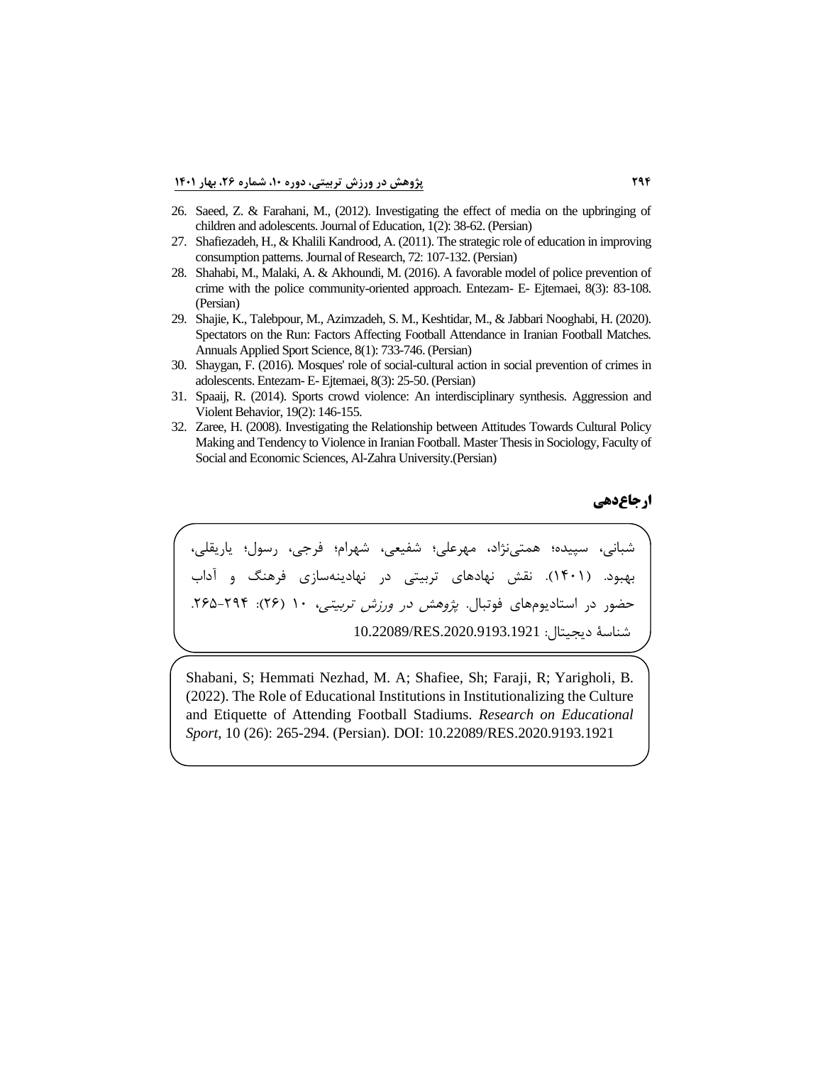26. Saeed, Z. & Farahani, M., (2012). Investigating the effect of media on the upbringing of children and adolescents. Journal of Education, 1(2): 38-62. (Persian)
27. Shafiezadeh, H., & Khalili Kandrood, A. (2011). The strategic role of education in improving consumption patterns. Journal of Research, 72: 107-132. (Persian)
28. Shahabi, M., Malaki, A. & Akhoundi, M. (2016). A favorable model of police prevention of crime with the police community-oriented approach. Entezam- E- Ejtemaei, 8(3): 83-108. (Persian)
29. Shajie, K., Talebpour, M., Azimzadeh, S. M., Keshtidar, M., & Jabbari Nooghabi, H. (2020). Spectators on the Run: Factors Affecting Football Attendance in Iranian Football Matches. Annuals Applied Sport Science, 8(1): 733-746. (Persian)
30. Shaygan, F. (2016). Mosques' role of social-cultural action in social prevention of crimes in adolescents. Entezam- E- Ejtemaei, 8(3): 25-50. (Persian)
31. Spaaij, R. (2014). Sports crowd violence: An interdisciplinary synthesis. Aggression and Violent Behavior, 19(2): 146-155.
32. Zaree, H. (2008). Investigating the Relationship between Attitudes Towards Cultural Policy Making and Tendency to Violence in Iranian Football. Master Thesis in Sociology, Faculty of Social and Economic Sciences, Al-Zahra University.(Persian)

## ارجاع‌دهی

شبانی، سپیده؛ همتی‌نژاد، مهرعلی؛ شفیعی، شهرام؛ فرجی، رسول؛ یاریقلی، بهبود. (۱۴۰۱). نقش نهادهای تربیتی در نهادینه‌سازی فرهنگ و آداب حضور در استادیوم‌های فوتبال. *پژوهش در ورزش تربیتی*، ۱۰ (۲۶): ۲۹۴-۲۶۵.
شناسهٔ دیجیتال: 10.22089/RES.2020.9193.1921

Shabani, S; Hemmati Nezhad, M. A; Shafiee, Sh; Faraji, R; Yarigholi, B. (2022). The Role of Educational Institutions in Institutionalizing the Culture and Etiquette of Attending Football Stadiums. *Research on Educational Sport*, 10 (26): 265-294. (Persian). DOI: 10.22089/RES.2020.9193.1921